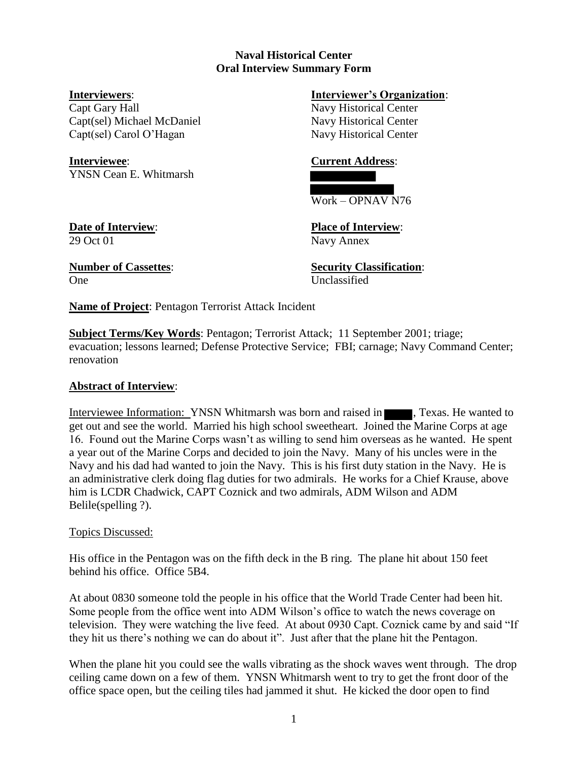# Naval Historical Center
## Oral Interview Summary Form

**Interviewers**:
Capt Gary Hall
Capt(sel) Michael McDaniel
Capt(sel) Carol O'Hagan

**Interviewer's Organization**:
Navy Historical Center
Navy Historical Center
Navy Historical Center

**Interviewee**:
YNSN Cean E. Whitmarsh

**Current Address**:
[redacted]
[redacted]
Work – OPNAV N76

**Date of Interview**:
29 Oct 01

**Place of Interview**:
Navy Annex

**Number of Cassettes**:
One

**Security Classification**:
Unclassified

**Name of Project**: Pentagon Terrorist Attack Incident

**Subject Terms/Key Words**: Pentagon; Terrorist Attack; 11 September 2001; triage; evacuation; lessons learned; Defense Protective Service; FBI; carnage; Navy Command Center; renovation

**Abstract of Interview**:

Interviewee Information: YNSN Whitmarsh was born and raised in [redacted], Texas. He wanted to get out and see the world. Married his high school sweetheart. Joined the Marine Corps at age 16. Found out the Marine Corps wasn't as willing to send him overseas as he wanted. He spent a year out of the Marine Corps and decided to join the Navy. Many of his uncles were in the Navy and his dad had wanted to join the Navy. This is his first duty station in the Navy. He is an administrative clerk doing flag duties for two admirals. He works for a Chief Krause, above him is LCDR Chadwick, CAPT Coznick and two admirals, ADM Wilson and ADM Belile(spelling ?).

Topics Discussed:

His office in the Pentagon was on the fifth deck in the B ring. The plane hit about 150 feet behind his office. Office 5B4.

At about 0830 someone told the people in his office that the World Trade Center had been hit. Some people from the office went into ADM Wilson's office to watch the news coverage on television. They were watching the live feed. At about 0930 Capt. Coznick came by and said "If they hit us there's nothing we can do about it". Just after that the plane hit the Pentagon.

When the plane hit you could see the walls vibrating as the shock waves went through. The drop ceiling came down on a few of them. YNSN Whitmarsh went to try to get the front door of the office space open, but the ceiling tiles had jammed it shut. He kicked the door open to find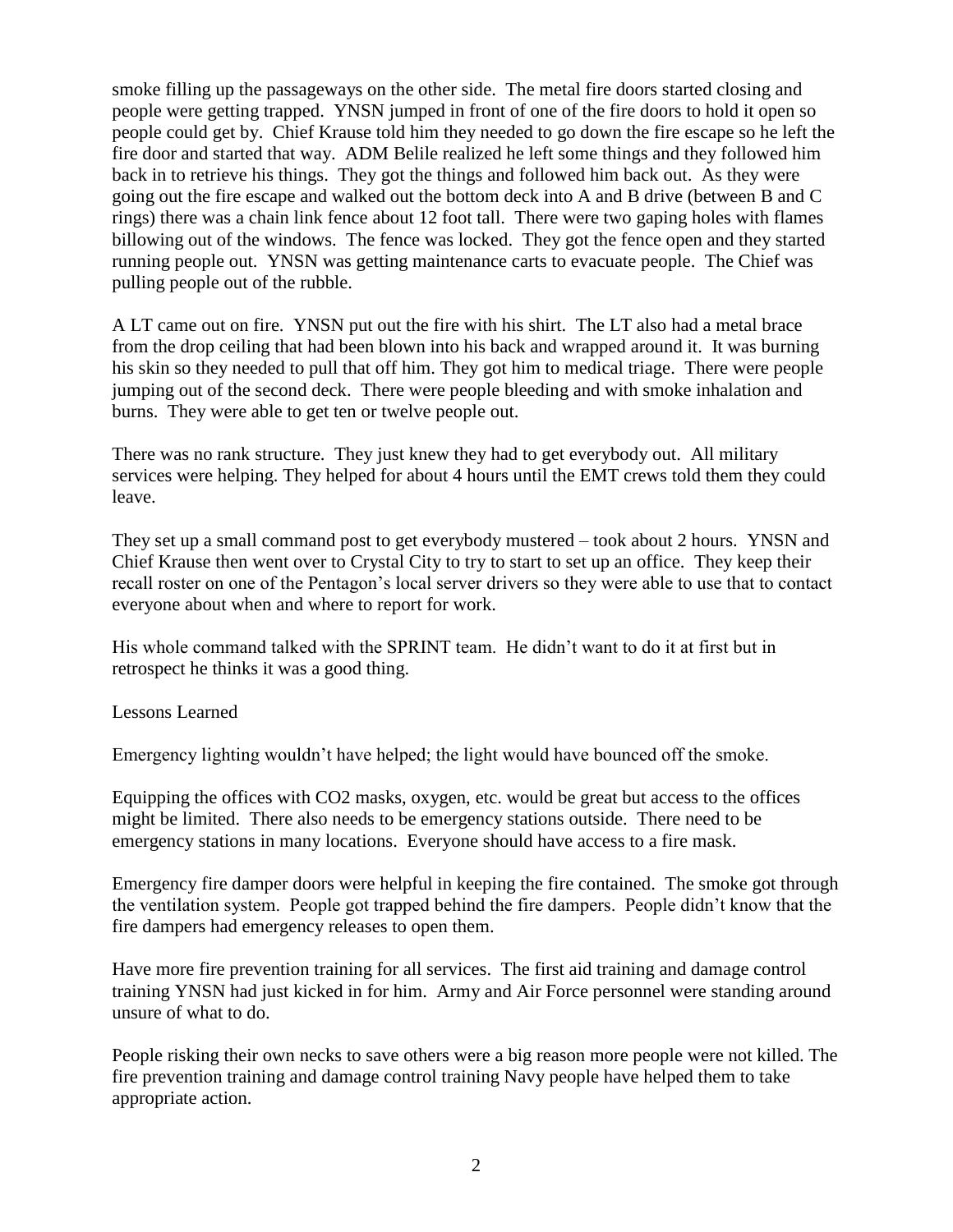smoke filling up the passageways on the other side. The metal fire doors started closing and people were getting trapped. YNSN jumped in front of one of the fire doors to hold it open so people could get by. Chief Krause told him they needed to go down the fire escape so he left the fire door and started that way. ADM Belile realized he left some things and they followed him back in to retrieve his things. They got the things and followed him back out. As they were going out the fire escape and walked out the bottom deck into A and B drive (between B and C rings) there was a chain link fence about 12 foot tall. There were two gaping holes with flames billowing out of the windows. The fence was locked. They got the fence open and they started running people out. YNSN was getting maintenance carts to evacuate people. The Chief was pulling people out of the rubble.

A LT came out on fire. YNSN put out the fire with his shirt. The LT also had a metal brace from the drop ceiling that had been blown into his back and wrapped around it. It was burning his skin so they needed to pull that off him. They got him to medical triage. There were people jumping out of the second deck. There were people bleeding and with smoke inhalation and burns. They were able to get ten or twelve people out.

There was no rank structure. They just knew they had to get everybody out. All military services were helping. They helped for about 4 hours until the EMT crews told them they could leave.

They set up a small command post to get everybody mustered – took about 2 hours. YNSN and Chief Krause then went over to Crystal City to try to start to set up an office. They keep their recall roster on one of the Pentagon's local server drivers so they were able to use that to contact everyone about when and where to report for work.

His whole command talked with the SPRINT team. He didn't want to do it at first but in retrospect he thinks it was a good thing.

Lessons Learned

Emergency lighting wouldn't have helped; the light would have bounced off the smoke.

Equipping the offices with CO2 masks, oxygen, etc. would be great but access to the offices might be limited. There also needs to be emergency stations outside. There need to be emergency stations in many locations. Everyone should have access to a fire mask.

Emergency fire damper doors were helpful in keeping the fire contained. The smoke got through the ventilation system. People got trapped behind the fire dampers. People didn't know that the fire dampers had emergency releases to open them.

Have more fire prevention training for all services. The first aid training and damage control training YNSN had just kicked in for him. Army and Air Force personnel were standing around unsure of what to do.

People risking their own necks to save others were a big reason more people were not killed. The fire prevention training and damage control training Navy people have helped them to take appropriate action.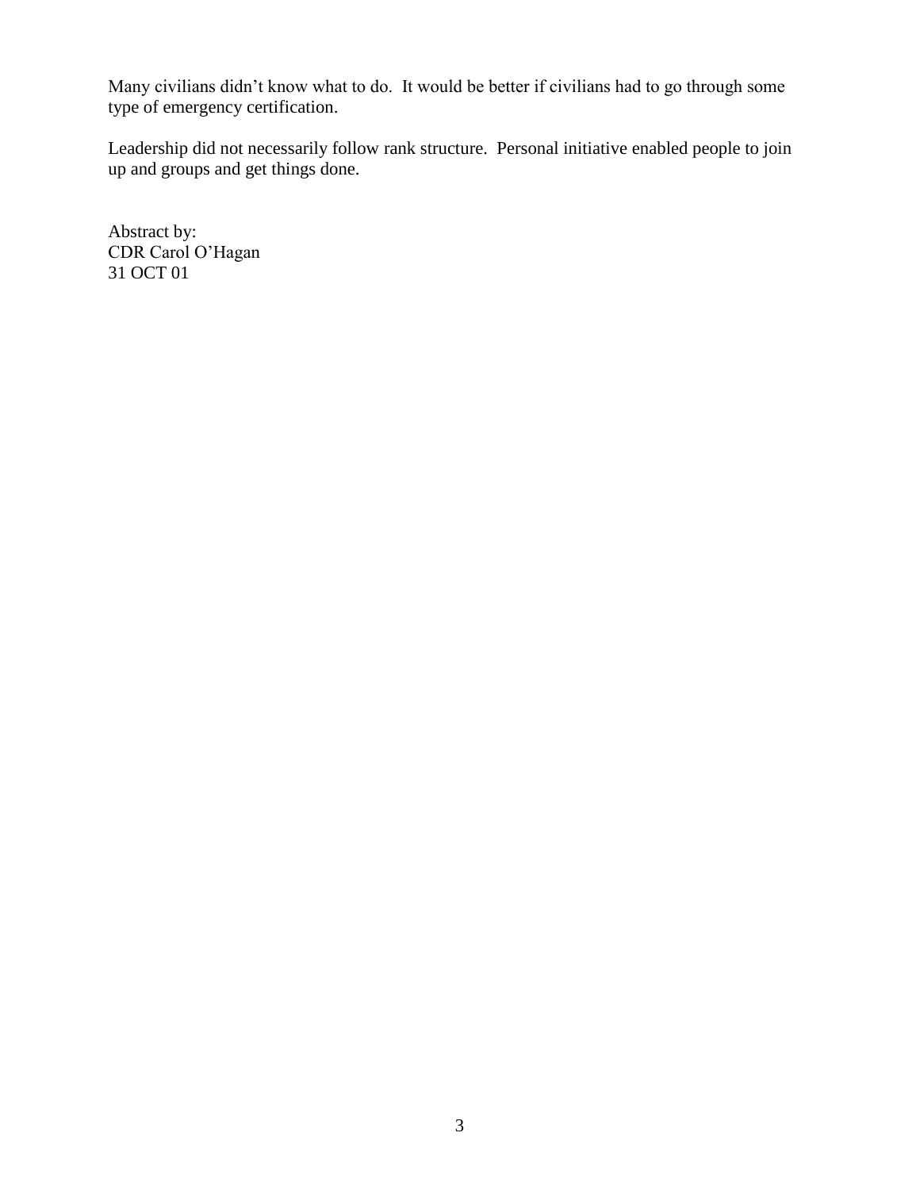Many civilians didn't know what to do. It would be better if civilians had to go through some type of emergency certification.

Leadership did not necessarily follow rank structure. Personal initiative enabled people to join up and groups and get things done.

Abstract by:
CDR Carol O'Hagan
31 OCT 01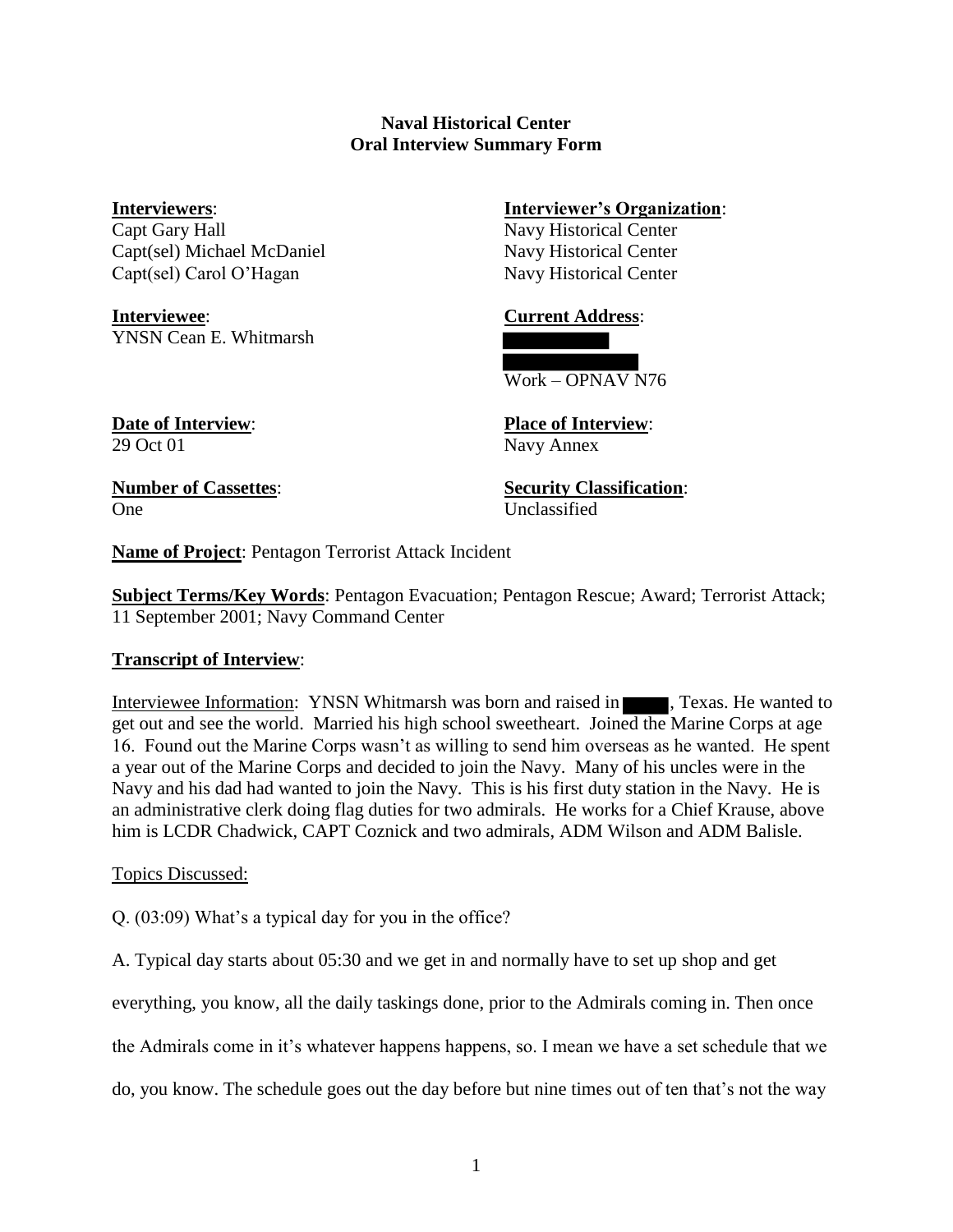**Naval Historical Center**
**Oral Interview Summary Form**

**Interviewers**:
Capt Gary Hall
Capt(sel) Michael McDaniel
Capt(sel) Carol O'Hagan

**Interviewer's Organization**:
Navy Historical Center
Navy Historical Center
Navy Historical Center

**Interviewee**:
YNSN Cean E. Whitmarsh

**Current Address**:
█████
█████
Work – OPNAV N76

**Date of Interview**:
29 Oct 01

**Place of Interview**:
Navy Annex

**Number of Cassettes**:
One

**Security Classification**:
Unclassified

**Name of Project**: Pentagon Terrorist Attack Incident

**Subject Terms/Key Words**: Pentagon Evacuation; Pentagon Rescue; Award; Terrorist Attack; 11 September 2001; Navy Command Center

**Transcript of Interview**:

Interviewee Information: YNSN Whitmarsh was born and raised in █████, Texas. He wanted to get out and see the world. Married his high school sweetheart. Joined the Marine Corps at age 16. Found out the Marine Corps wasn't as willing to send him overseas as he wanted. He spent a year out of the Marine Corps and decided to join the Navy. Many of his uncles were in the Navy and his dad had wanted to join the Navy. This is his first duty station in the Navy. He is an administrative clerk doing flag duties for two admirals. He works for a Chief Krause, above him is LCDR Chadwick, CAPT Coznick and two admirals, ADM Wilson and ADM Balisle.

Topics Discussed:

Q. (03:09) What's a typical day for you in the office?

A. Typical day starts about 05:30 and we get in and normally have to set up shop and get everything, you know, all the daily taskings done, prior to the Admirals coming in. Then once the Admirals come in it's whatever happens happens, so. I mean we have a set schedule that we do, you know. The schedule goes out the day before but nine times out of ten that's not the way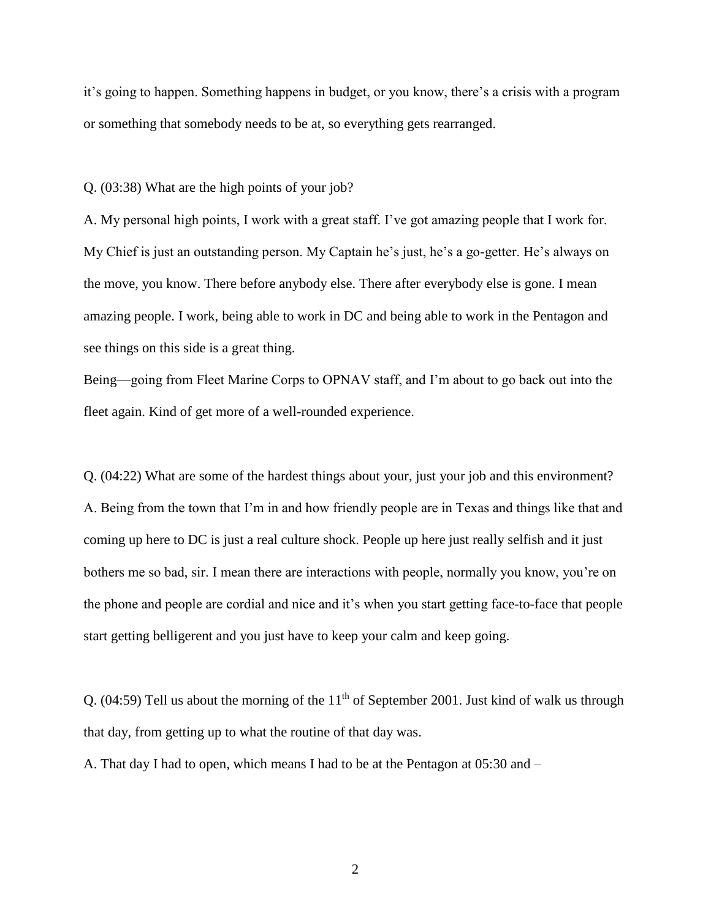it's going to happen. Something happens in budget, or you know, there's a crisis with a program or something that somebody needs to be at, so everything gets rearranged.

Q. (03:38) What are the high points of your job?

A. My personal high points, I work with a great staff. I've got amazing people that I work for. My Chief is just an outstanding person. My Captain he's just, he's a go-getter. He's always on the move, you know. There before anybody else. There after everybody else is gone. I mean amazing people. I work, being able to work in DC and being able to work in the Pentagon and see things on this side is a great thing.

Being—going from Fleet Marine Corps to OPNAV staff, and I'm about to go back out into the fleet again. Kind of get more of a well-rounded experience.

Q. (04:22) What are some of the hardest things about your, just your job and this environment?

A. Being from the town that I'm in and how friendly people are in Texas and things like that and coming up here to DC is just a real culture shock. People up here just really selfish and it just bothers me so bad, sir. I mean there are interactions with people, normally you know, you're on the phone and people are cordial and nice and it's when you start getting face-to-face that people start getting belligerent and you just have to keep your calm and keep going.

Q. (04:59) Tell us about the morning of the 11th of September 2001. Just kind of walk us through that day, from getting up to what the routine of that day was.

A. That day I had to open, which means I had to be at the Pentagon at 05:30 and –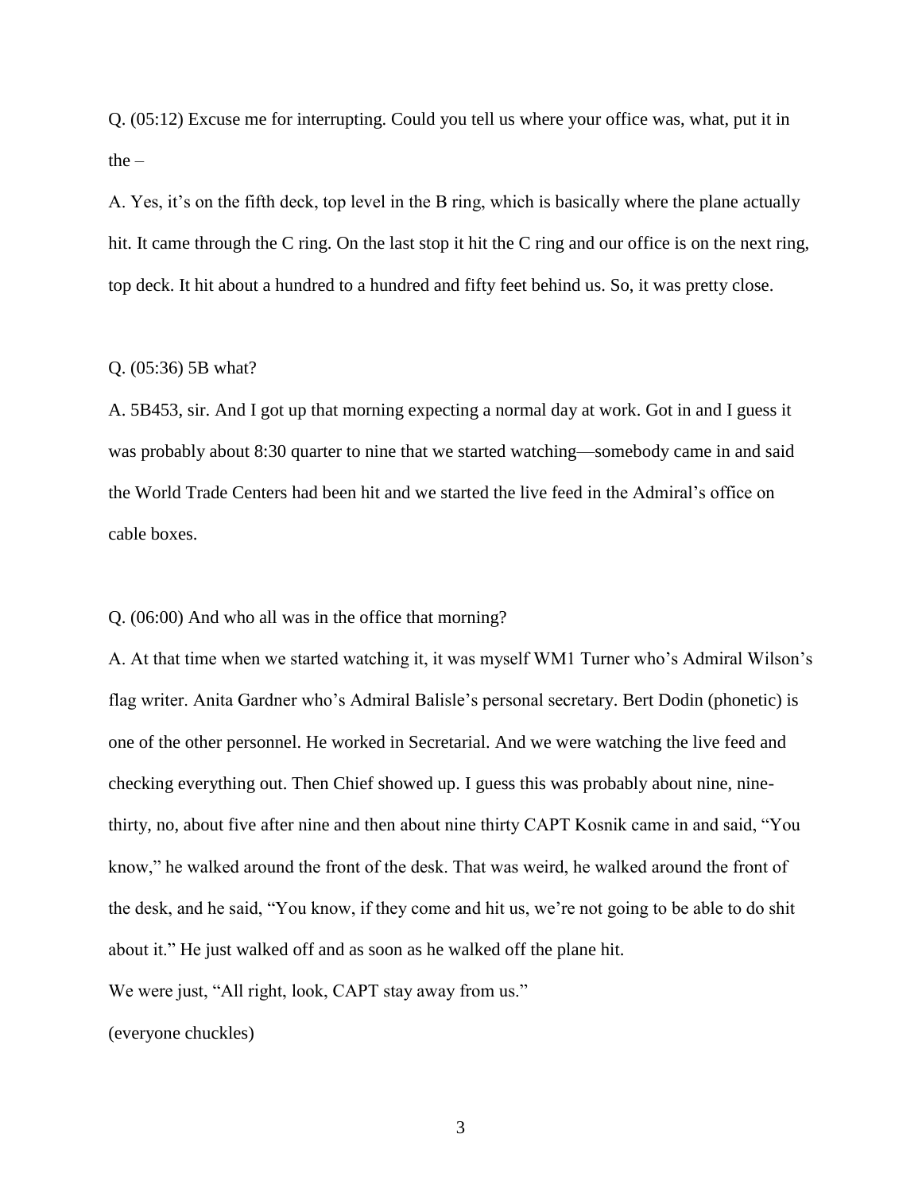Q. (05:12) Excuse me for interrupting. Could you tell us where your office was, what, put it in the –

A. Yes, it's on the fifth deck, top level in the B ring, which is basically where the plane actually hit. It came through the C ring. On the last stop it hit the C ring and our office is on the next ring, top deck. It hit about a hundred to a hundred and fifty feet behind us. So, it was pretty close.

Q. (05:36) 5B what?

A. 5B453, sir. And I got up that morning expecting a normal day at work. Got in and I guess it was probably about 8:30 quarter to nine that we started watching—somebody came in and said the World Trade Centers had been hit and we started the live feed in the Admiral's office on cable boxes.

Q. (06:00) And who all was in the office that morning?

A. At that time when we started watching it, it was myself WM1 Turner who's Admiral Wilson's flag writer. Anita Gardner who's Admiral Balisle's personal secretary. Bert Dodin (phonetic) is one of the other personnel. He worked in Secretarial. And we were watching the live feed and checking everything out. Then Chief showed up. I guess this was probably about nine, nine-thirty, no, about five after nine and then about nine thirty CAPT Kosnik came in and said, "You know," he walked around the front of the desk. That was weird, he walked around the front of the desk, and he said, "You know, if they come and hit us, we're not going to be able to do shit about it." He just walked off and as soon as he walked off the plane hit.

We were just, "All right, look, CAPT stay away from us."

(everyone chuckles)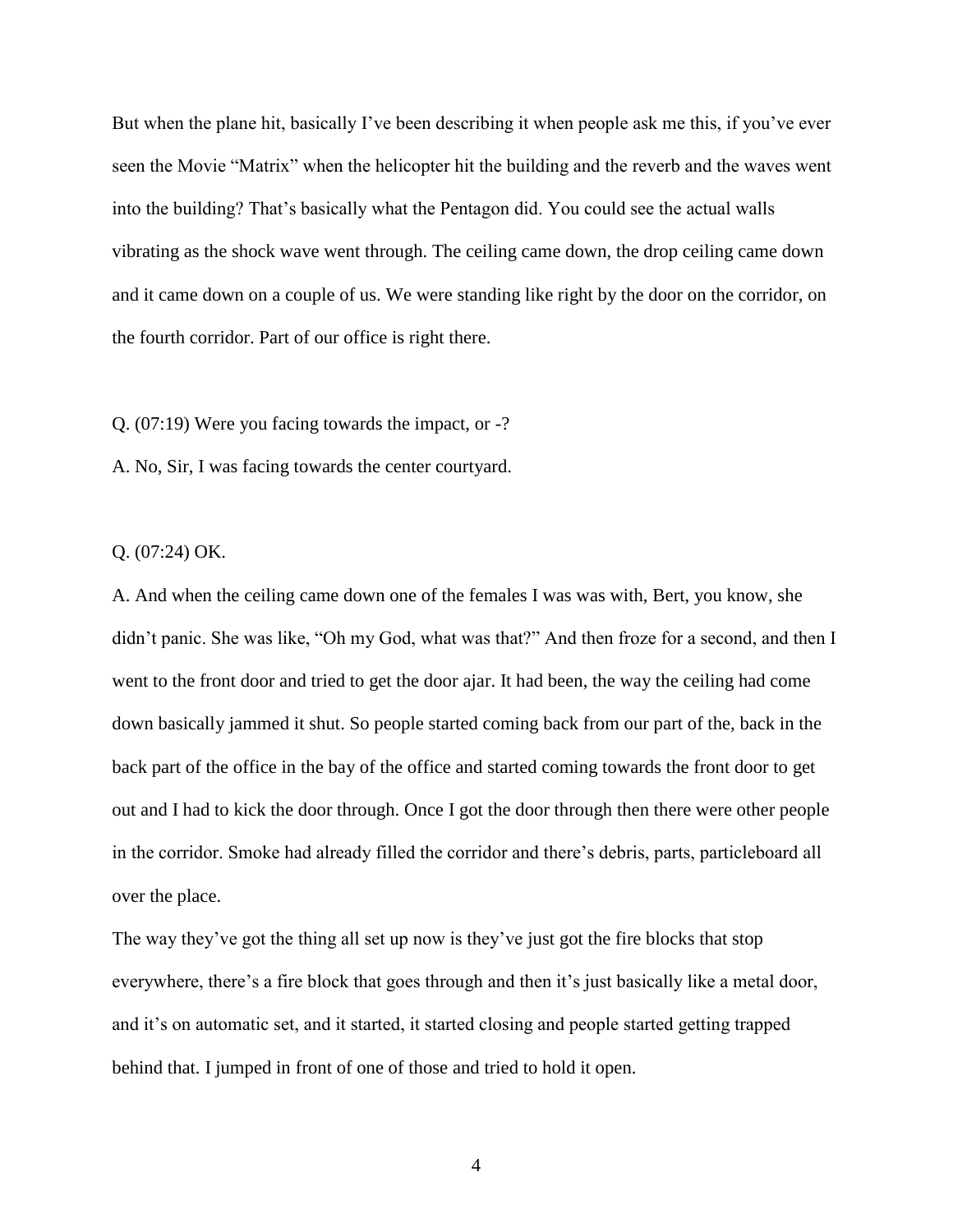But when the plane hit, basically I've been describing it when people ask me this, if you've ever seen the Movie "Matrix" when the helicopter hit the building and the reverb and the waves went into the building? That's basically what the Pentagon did. You could see the actual walls vibrating as the shock wave went through. The ceiling came down, the drop ceiling came down and it came down on a couple of us. We were standing like right by the door on the corridor, on the fourth corridor. Part of our office is right there.

Q. (07:19) Were you facing towards the impact, or -?

A. No, Sir, I was facing towards the center courtyard.

Q. (07:24) OK.

A. And when the ceiling came down one of the females I was was with, Bert, you know, she didn't panic. She was like, "Oh my God, what was that?" And then froze for a second, and then I went to the front door and tried to get the door ajar. It had been, the way the ceiling had come down basically jammed it shut. So people started coming back from our part of the, back in the back part of the office in the bay of the office and started coming towards the front door to get out and I had to kick the door through. Once I got the door through then there were other people in the corridor. Smoke had already filled the corridor and there's debris, parts, particleboard all over the place.

The way they've got the thing all set up now is they've just got the fire blocks that stop everywhere, there's a fire block that goes through and then it's just basically like a metal door, and it's on automatic set, and it started, it started closing and people started getting trapped behind that. I jumped in front of one of those and tried to hold it open.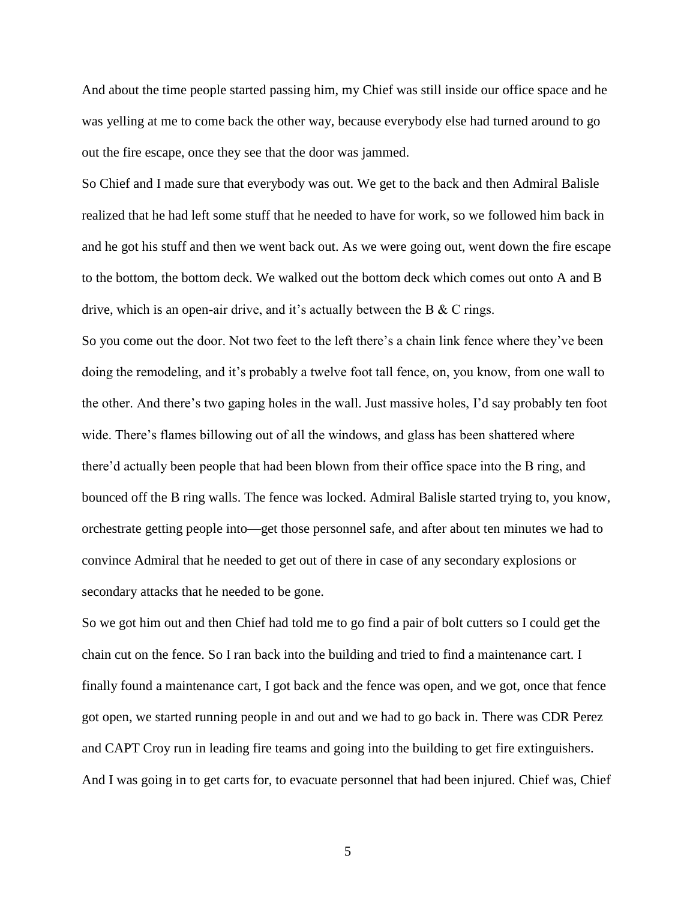And about the time people started passing him, my Chief was still inside our office space and he was yelling at me to come back the other way, because everybody else had turned around to go out the fire escape, once they see that the door was jammed.

So Chief and I made sure that everybody was out. We get to the back and then Admiral Balisle realized that he had left some stuff that he needed to have for work, so we followed him back in and he got his stuff and then we went back out. As we were going out, went down the fire escape to the bottom, the bottom deck. We walked out the bottom deck which comes out onto A and B drive, which is an open-air drive, and it's actually between the B & C rings.

So you come out the door. Not two feet to the left there's a chain link fence where they've been doing the remodeling, and it's probably a twelve foot tall fence, on, you know, from one wall to the other. And there's two gaping holes in the wall. Just massive holes, I'd say probably ten foot wide. There's flames billowing out of all the windows, and glass has been shattered where there'd actually been people that had been blown from their office space into the B ring, and bounced off the B ring walls. The fence was locked. Admiral Balisle started trying to, you know, orchestrate getting people into—get those personnel safe, and after about ten minutes we had to convince Admiral that he needed to get out of there in case of any secondary explosions or secondary attacks that he needed to be gone.

So we got him out and then Chief had told me to go find a pair of bolt cutters so I could get the chain cut on the fence. So I ran back into the building and tried to find a maintenance cart. I finally found a maintenance cart, I got back and the fence was open, and we got, once that fence got open, we started running people in and out and we had to go back in. There was CDR Perez and CAPT Croy run in leading fire teams and going into the building to get fire extinguishers. And I was going in to get carts for, to evacuate personnel that had been injured. Chief was, Chief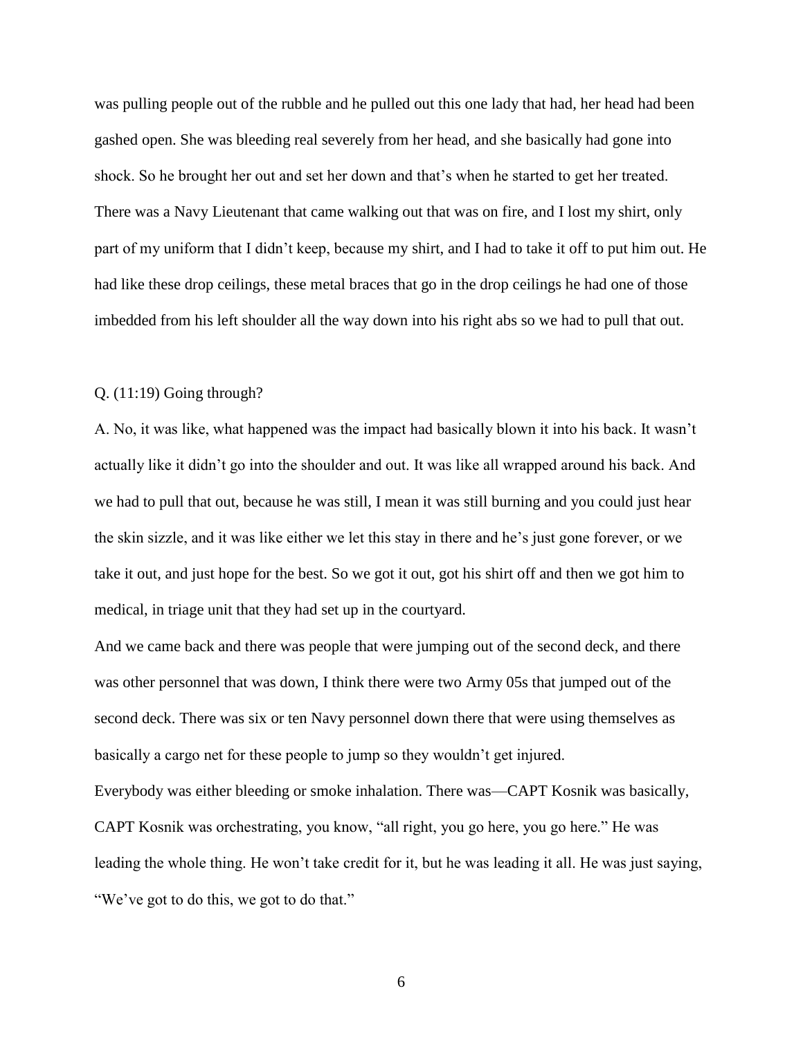was pulling people out of the rubble and he pulled out this one lady that had, her head had been gashed open. She was bleeding real severely from her head, and she basically had gone into shock. So he brought her out and set her down and that's when he started to get her treated. There was a Navy Lieutenant that came walking out that was on fire, and I lost my shirt, only part of my uniform that I didn't keep, because my shirt, and I had to take it off to put him out. He had like these drop ceilings, these metal braces that go in the drop ceilings he had one of those imbedded from his left shoulder all the way down into his right abs so we had to pull that out.

Q. (11:19) Going through?

A. No, it was like, what happened was the impact had basically blown it into his back. It wasn't actually like it didn't go into the shoulder and out. It was like all wrapped around his back. And we had to pull that out, because he was still, I mean it was still burning and you could just hear the skin sizzle, and it was like either we let this stay in there and he's just gone forever, or we take it out, and just hope for the best. So we got it out, got his shirt off and then we got him to medical, in triage unit that they had set up in the courtyard.

And we came back and there was people that were jumping out of the second deck, and there was other personnel that was down, I think there were two Army 05s that jumped out of the second deck. There was six or ten Navy personnel down there that were using themselves as basically a cargo net for these people to jump so they wouldn't get injured.

Everybody was either bleeding or smoke inhalation. There was—CAPT Kosnik was basically, CAPT Kosnik was orchestrating, you know, "all right, you go here, you go here." He was leading the whole thing. He won't take credit for it, but he was leading it all. He was just saying, "We've got to do this, we got to do that."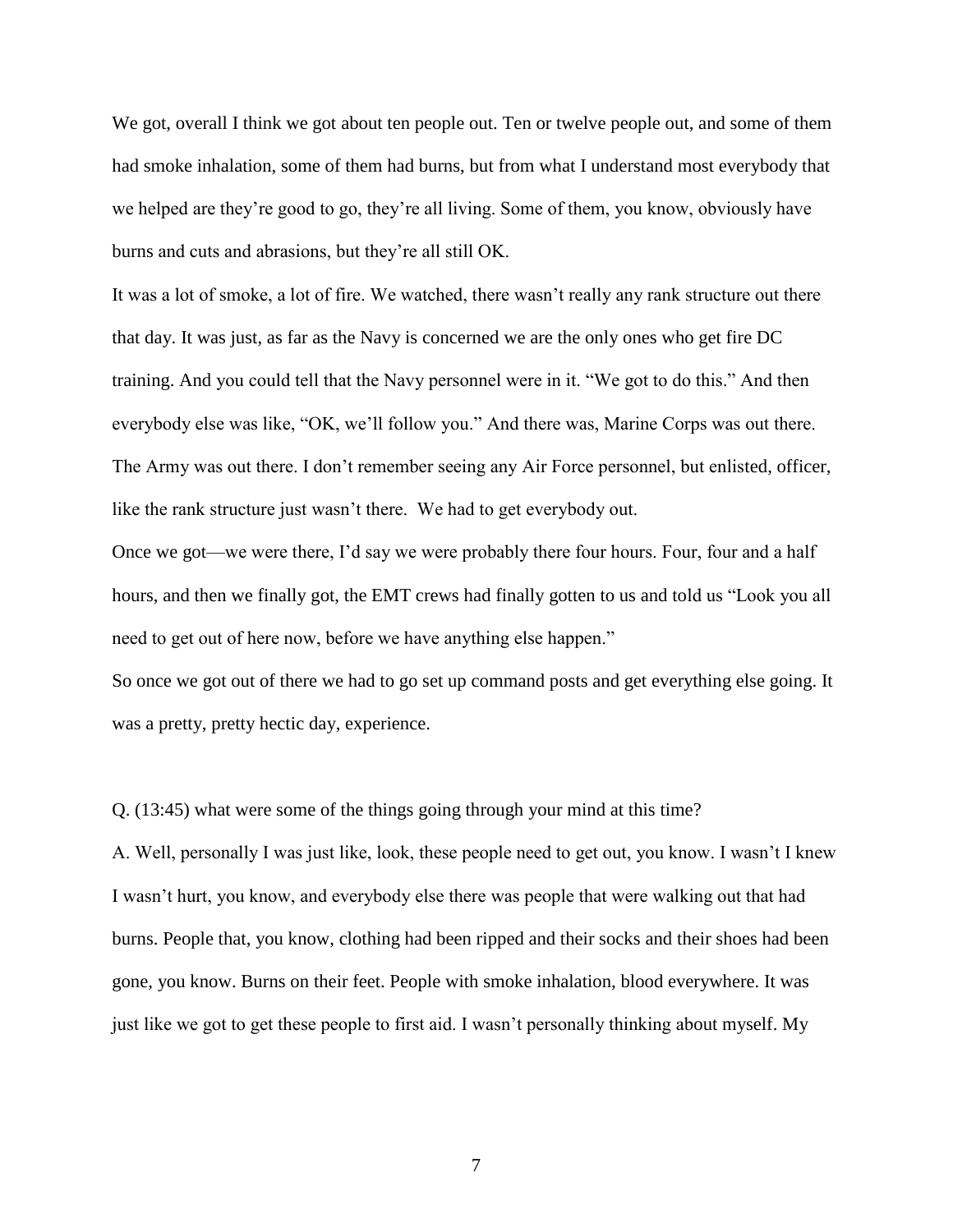We got, overall I think we got about ten people out. Ten or twelve people out, and some of them had smoke inhalation, some of them had burns, but from what I understand most everybody that we helped are they're good to go, they're all living. Some of them, you know, obviously have burns and cuts and abrasions, but they're all still OK.

It was a lot of smoke, a lot of fire. We watched, there wasn't really any rank structure out there that day. It was just, as far as the Navy is concerned we are the only ones who get fire DC training. And you could tell that the Navy personnel were in it. "We got to do this." And then everybody else was like, "OK, we'll follow you." And there was, Marine Corps was out there. The Army was out there. I don't remember seeing any Air Force personnel, but enlisted, officer, like the rank structure just wasn't there. We had to get everybody out.

Once we got—we were there, I'd say we were probably there four hours. Four, four and a half hours, and then we finally got, the EMT crews had finally gotten to us and told us "Look you all need to get out of here now, before we have anything else happen."

So once we got out of there we had to go set up command posts and get everything else going. It was a pretty, pretty hectic day, experience.

Q. (13:45) what were some of the things going through your mind at this time?

A. Well, personally I was just like, look, these people need to get out, you know. I wasn't I knew I wasn't hurt, you know, and everybody else there was people that were walking out that had burns. People that, you know, clothing had been ripped and their socks and their shoes had been gone, you know. Burns on their feet. People with smoke inhalation, blood everywhere. It was just like we got to get these people to first aid. I wasn't personally thinking about myself. My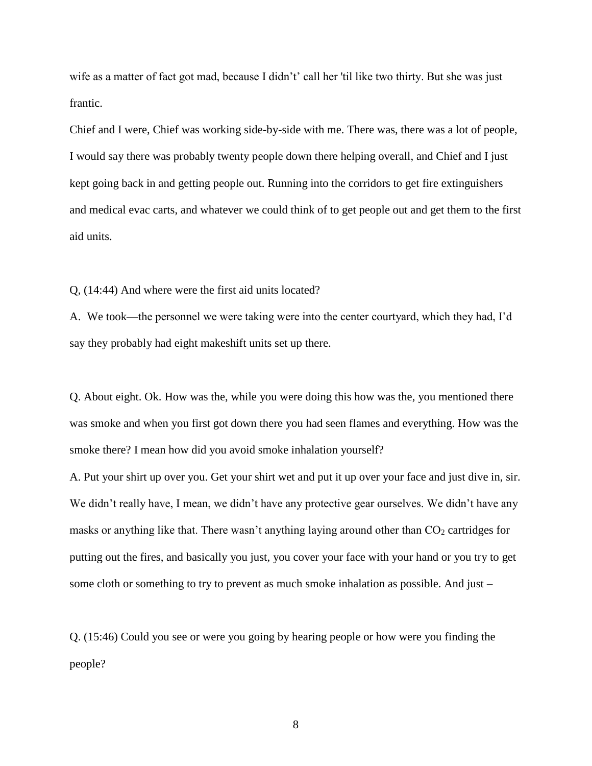wife as a matter of fact got mad, because I didn't' call her 'til like two thirty. But she was just frantic.

Chief and I were, Chief was working side-by-side with me. There was, there was a lot of people, I would say there was probably twenty people down there helping overall, and Chief and I just kept going back in and getting people out. Running into the corridors to get fire extinguishers and medical evac carts, and whatever we could think of to get people out and get them to the first aid units.

Q, (14:44) And where were the first aid units located?

A. We took—the personnel we were taking were into the center courtyard, which they had, I'd say they probably had eight makeshift units set up there.

Q. About eight. Ok. How was the, while you were doing this how was the, you mentioned there was smoke and when you first got down there you had seen flames and everything. How was the smoke there? I mean how did you avoid smoke inhalation yourself?

A. Put your shirt up over you. Get your shirt wet and put it up over your face and just dive in, sir. We didn't really have, I mean, we didn't have any protective gear ourselves. We didn't have any masks or anything like that. There wasn't anything laying around other than $CO_2$ cartridges for putting out the fires, and basically you just, you cover your face with your hand or you try to get some cloth or something to try to prevent as much smoke inhalation as possible. And just –

Q. (15:46) Could you see or were you going by hearing people or how were you finding the people?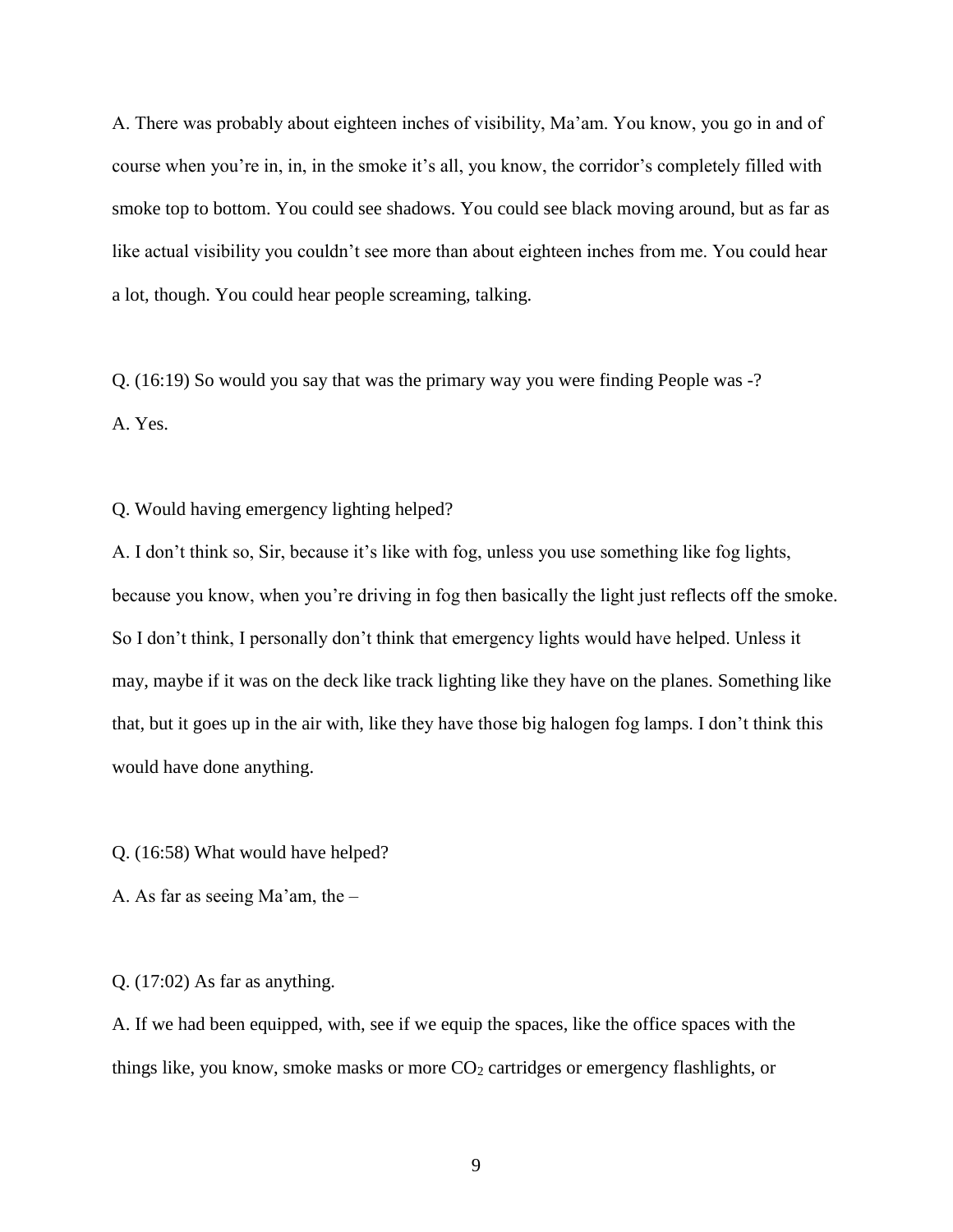A. There was probably about eighteen inches of visibility, Ma'am. You know, you go in and of course when you're in, in, in the smoke it's all, you know, the corridor's completely filled with smoke top to bottom. You could see shadows. You could see black moving around, but as far as like actual visibility you couldn't see more than about eighteen inches from me. You could hear a lot, though. You could hear people screaming, talking.

Q. (16:19) So would you say that was the primary way you were finding People was -?

A. Yes.

Q. Would having emergency lighting helped?

A. I don't think so, Sir, because it's like with fog, unless you use something like fog lights, because you know, when you're driving in fog then basically the light just reflects off the smoke. So I don't think, I personally don't think that emergency lights would have helped. Unless it may, maybe if it was on the deck like track lighting like they have on the planes. Something like that, but it goes up in the air with, like they have those big halogen fog lamps. I don't think this would have done anything.

Q. (16:58) What would have helped?

A. As far as seeing Ma'am, the –

Q. (17:02) As far as anything.

A. If we had been equipped, with, see if we equip the spaces, like the office spaces with the things like, you know, smoke masks or more $CO_2$ cartridges or emergency flashlights, or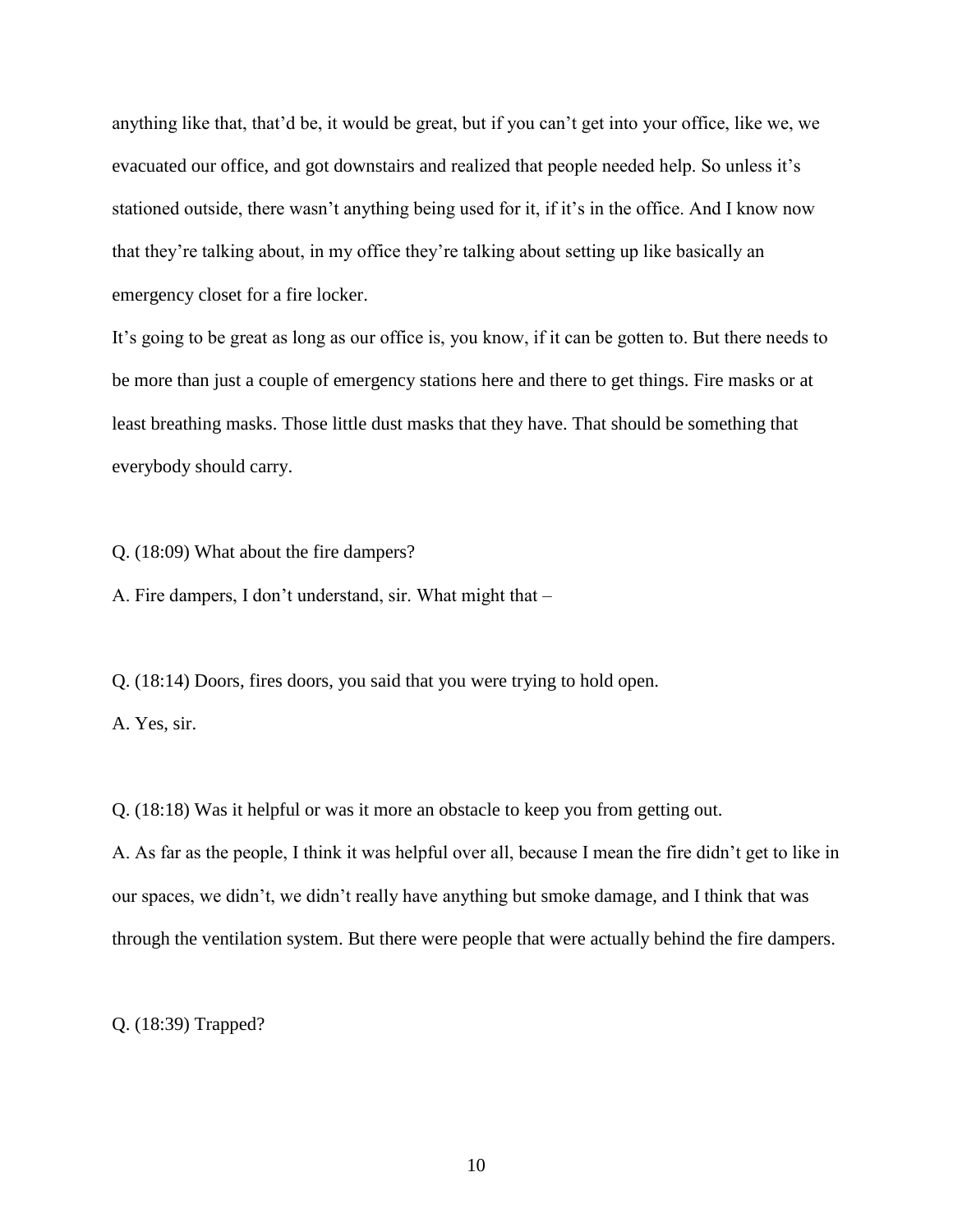anything like that, that'd be, it would be great, but if you can't get into your office, like we, we evacuated our office, and got downstairs and realized that people needed help. So unless it's stationed outside, there wasn't anything being used for it, if it's in the office. And I know now that they're talking about, in my office they're talking about setting up like basically an emergency closet for a fire locker.

It's going to be great as long as our office is, you know, if it can be gotten to. But there needs to be more than just a couple of emergency stations here and there to get things. Fire masks or at least breathing masks. Those little dust masks that they have. That should be something that everybody should carry.

Q. (18:09) What about the fire dampers?

A. Fire dampers, I don't understand, sir. What might that –

Q. (18:14) Doors, fires doors, you said that you were trying to hold open.

A. Yes, sir.

Q. (18:18) Was it helpful or was it more an obstacle to keep you from getting out.

A. As far as the people, I think it was helpful over all, because I mean the fire didn't get to like in our spaces, we didn't, we didn't really have anything but smoke damage, and I think that was through the ventilation system. But there were people that were actually behind the fire dampers.

Q. (18:39) Trapped?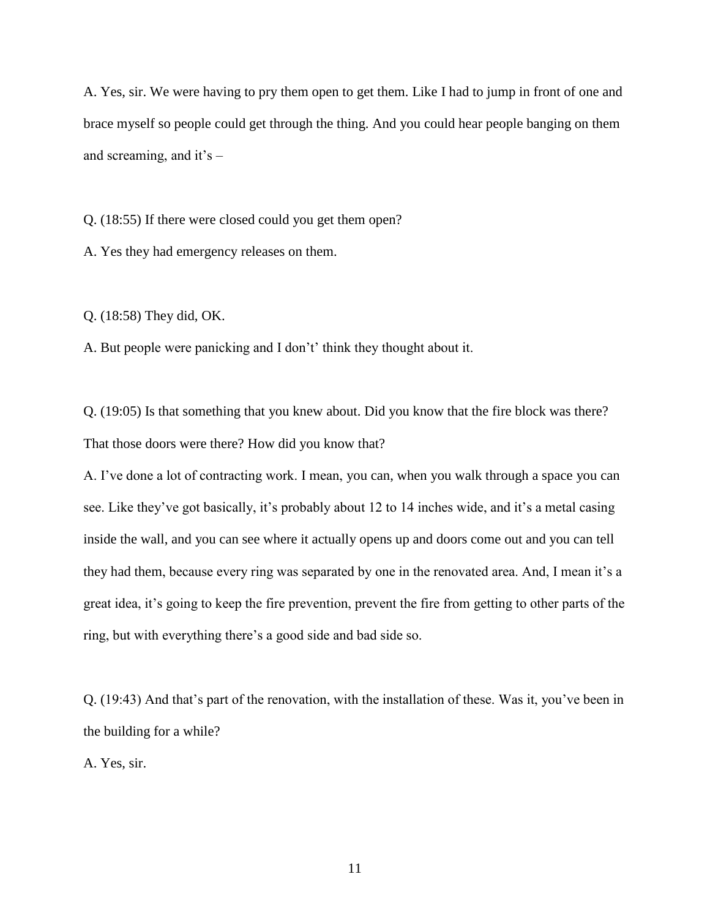A. Yes, sir. We were having to pry them open to get them. Like I had to jump in front of one and brace myself so people could get through the thing. And you could hear people banging on them and screaming, and it's –

Q. (18:55) If there were closed could you get them open?

A. Yes they had emergency releases on them.

Q. (18:58) They did, OK.

A. But people were panicking and I don't' think they thought about it.

Q. (19:05) Is that something that you knew about. Did you know that the fire block was there? That those doors were there? How did you know that?

A. I've done a lot of contracting work. I mean, you can, when you walk through a space you can see. Like they've got basically, it's probably about 12 to 14 inches wide, and it's a metal casing inside the wall, and you can see where it actually opens up and doors come out and you can tell they had them, because every ring was separated by one in the renovated area. And, I mean it's a great idea, it's going to keep the fire prevention, prevent the fire from getting to other parts of the ring, but with everything there's a good side and bad side so.

Q. (19:43) And that's part of the renovation, with the installation of these. Was it, you've been in the building for a while?

A. Yes, sir.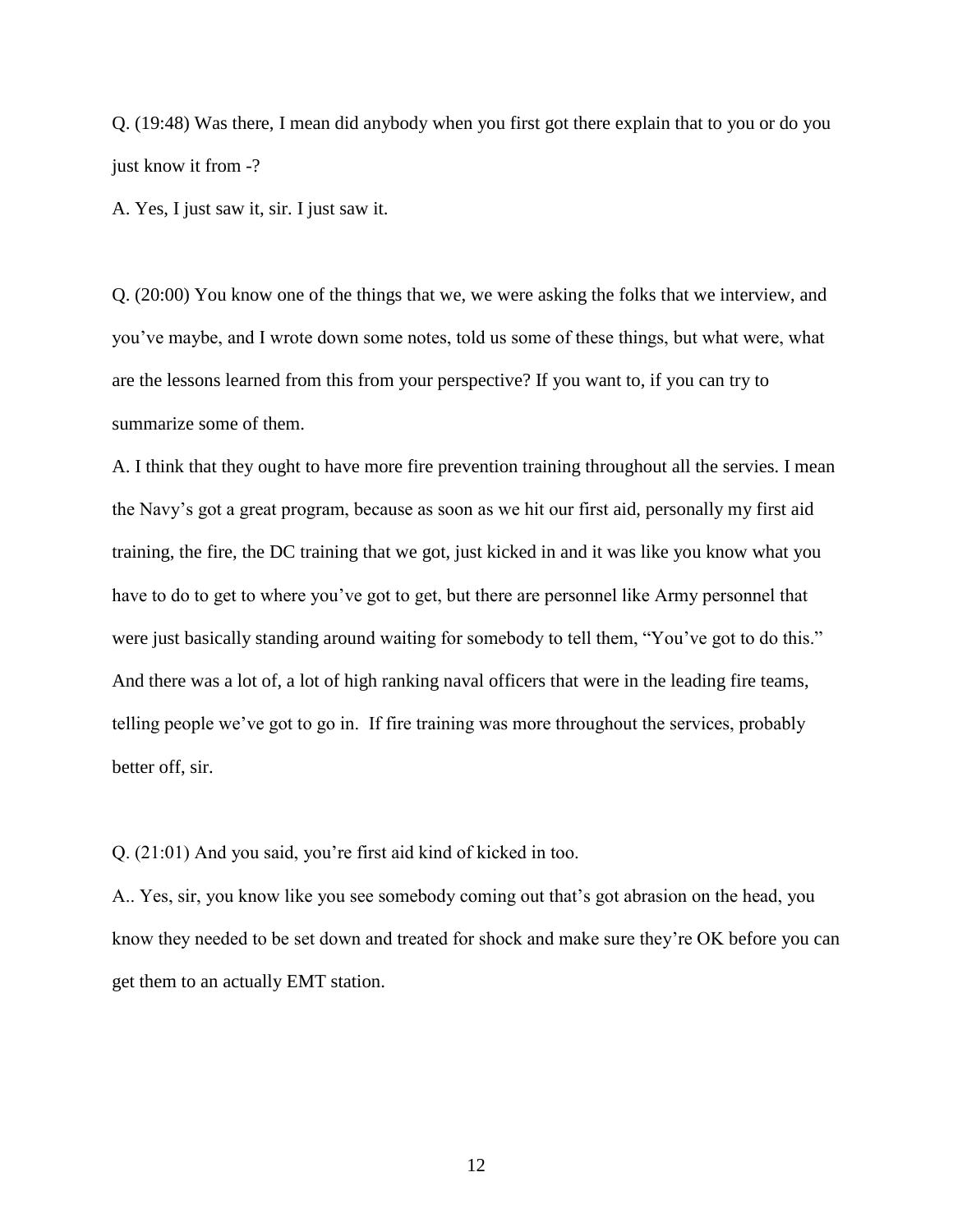Q. (19:48) Was there, I mean did anybody when you first got there explain that to you or do you just know it from -?

A. Yes, I just saw it, sir. I just saw it.

Q. (20:00) You know one of the things that we, we were asking the folks that we interview, and you've maybe, and I wrote down some notes, told us some of these things, but what were, what are the lessons learned from this from your perspective? If you want to, if you can try to summarize some of them.

A. I think that they ought to have more fire prevention training throughout all the servies. I mean the Navy's got a great program, because as soon as we hit our first aid, personally my first aid training, the fire, the DC training that we got, just kicked in and it was like you know what you have to do to get to where you've got to get, but there are personnel like Army personnel that were just basically standing around waiting for somebody to tell them, "You've got to do this." And there was a lot of, a lot of high ranking naval officers that were in the leading fire teams, telling people we've got to go in. If fire training was more throughout the services, probably better off, sir.

Q. (21:01) And you said, you're first aid kind of kicked in too.

A.. Yes, sir, you know like you see somebody coming out that's got abrasion on the head, you know they needed to be set down and treated for shock and make sure they're OK before you can get them to an actually EMT station.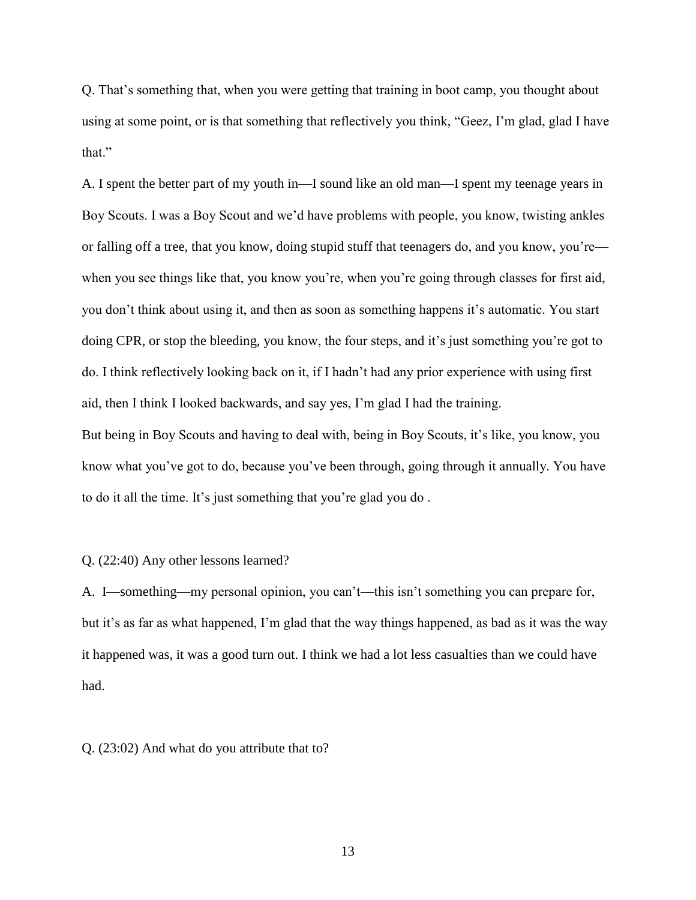Q. That's something that, when you were getting that training in boot camp, you thought about using at some point, or is that something that reflectively you think, "Geez, I'm glad, glad I have that."

A. I spent the better part of my youth in—I sound like an old man—I spent my teenage years in Boy Scouts. I was a Boy Scout and we'd have problems with people, you know, twisting ankles or falling off a tree, that you know, doing stupid stuff that teenagers do, and you know, you're—when you see things like that, you know you're, when you're going through classes for first aid, you don't think about using it, and then as soon as something happens it's automatic. You start doing CPR, or stop the bleeding, you know, the four steps, and it's just something you're got to do. I think reflectively looking back on it, if I hadn't had any prior experience with using first aid, then I think I looked backwards, and say yes, I'm glad I had the training.

But being in Boy Scouts and having to deal with, being in Boy Scouts, it's like, you know, you know what you've got to do, because you've been through, going through it annually. You have to do it all the time. It's just something that you're glad you do .

Q. (22:40) Any other lessons learned?

A. I—something—my personal opinion, you can't—this isn't something you can prepare for, but it's as far as what happened, I'm glad that the way things happened, as bad as it was the way it happened was, it was a good turn out. I think we had a lot less casualties than we could have had.

Q. (23:02) And what do you attribute that to?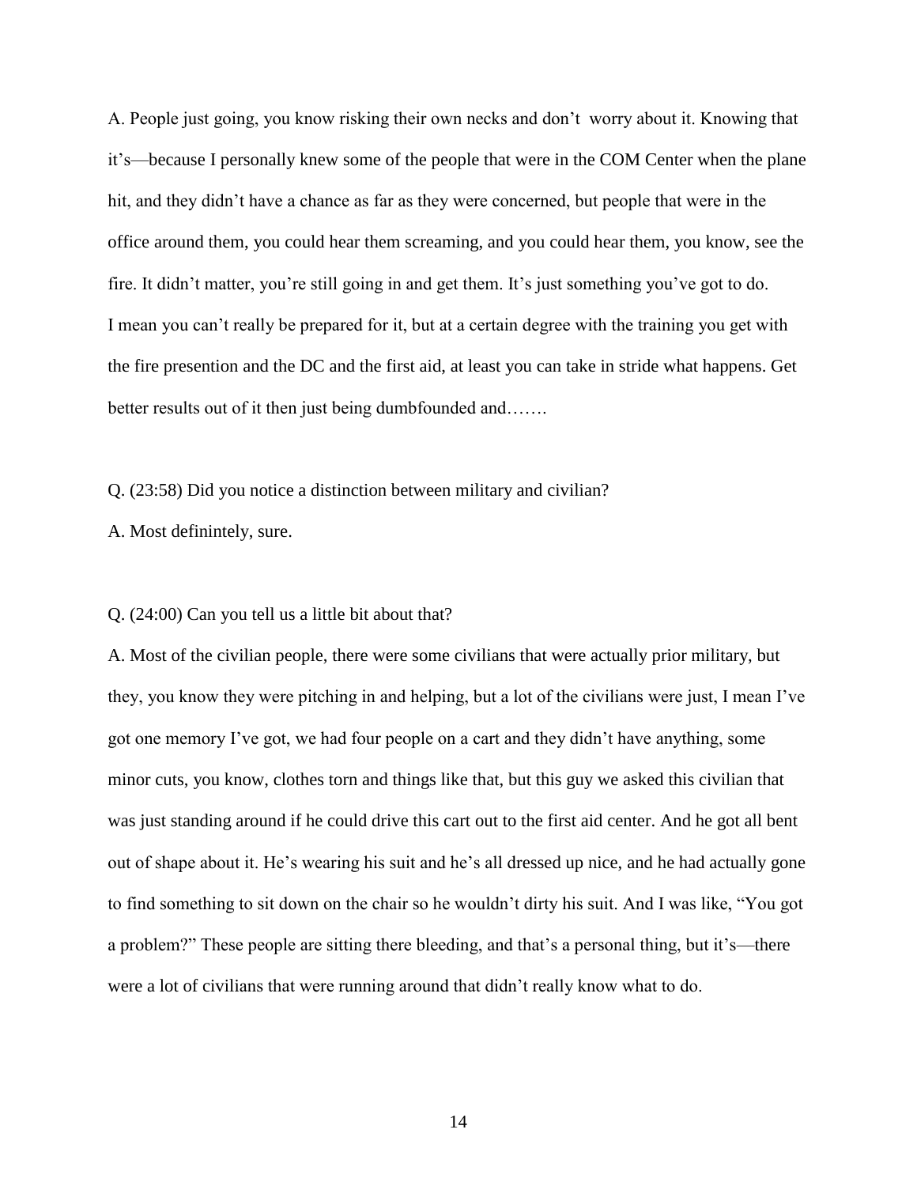A. People just going, you know risking their own necks and don’t  worry about it. Knowing that it’s—because I personally knew some of the people that were in the COM Center when the plane hit, and they didn’t have a chance as far as they were concerned, but people that were in the office around them, you could hear them screaming, and you could hear them, you know, see the fire. It didn’t matter, you’re still going in and get them. It’s just something you’ve got to do. I mean you can’t really be prepared for it, but at a certain degree with the training you get with the fire presention and the DC and the first aid, at least you can take in stride what happens. Get better results out of it then just being dumbfounded and…….

Q. (23:58) Did you notice a distinction between military and civilian?

A. Most definintely, sure.

Q. (24:00) Can you tell us a little bit about that?

A. Most of the civilian people, there were some civilians that were actually prior military, but they, you know they were pitching in and helping, but a lot of the civilians were just, I mean I’ve got one memory I’ve got, we had four people on a cart and they didn’t have anything, some minor cuts, you know, clothes torn and things like that, but this guy we asked this civilian that was just standing around if he could drive this cart out to the first aid center. And he got all bent out of shape about it. He’s wearing his suit and he’s all dressed up nice, and he had actually gone to find something to sit down on the chair so he wouldn’t dirty his suit. And I was like, “You got a problem?” These people are sitting there bleeding, and that’s a personal thing, but it’s—there were a lot of civilians that were running around that didn’t really know what to do.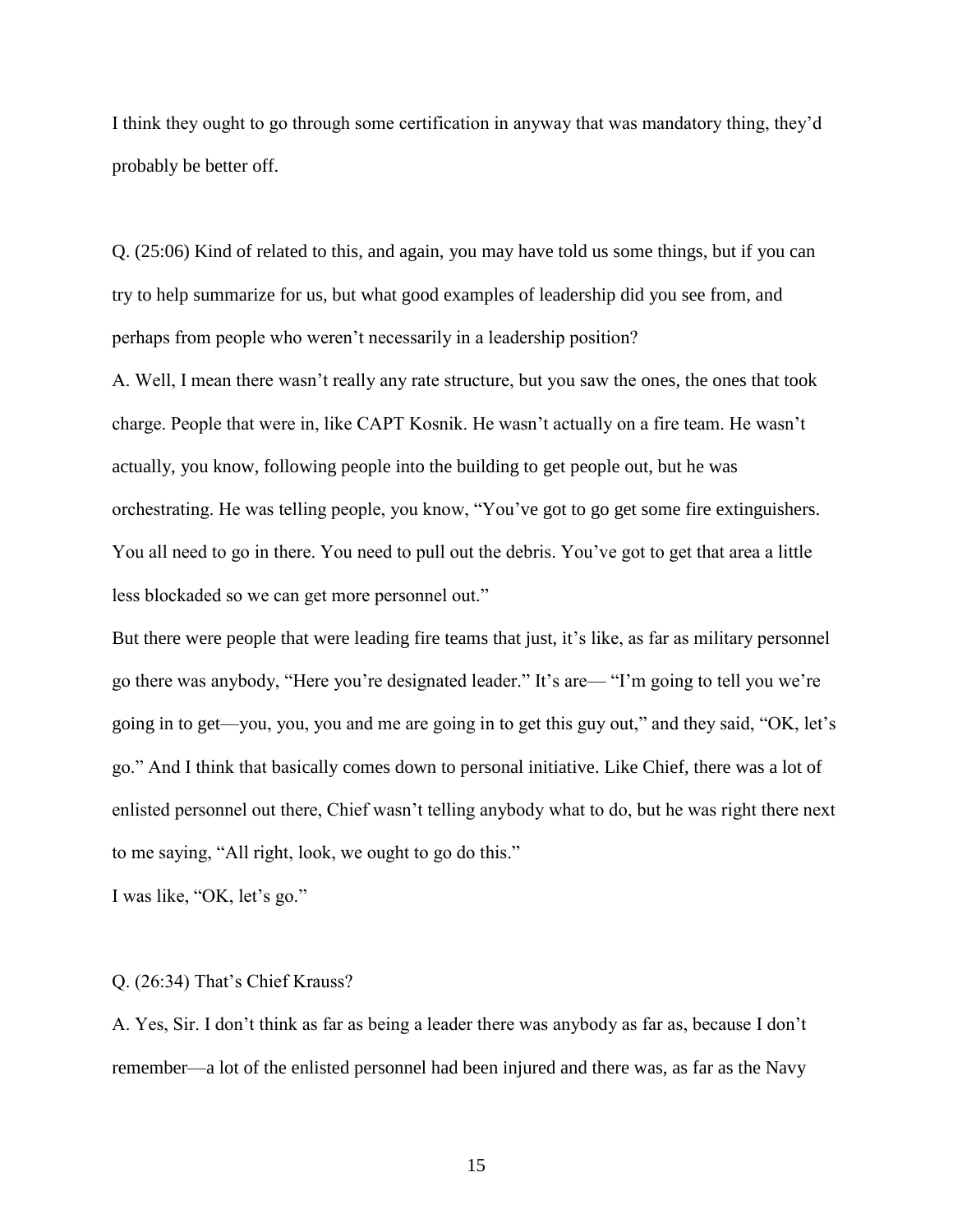I think they ought to go through some certification in anyway that was mandatory thing, they'd probably be better off.

Q. (25:06) Kind of related to this, and again, you may have told us some things, but if you can try to help summarize for us, but what good examples of leadership did you see from, and perhaps from people who weren't necessarily in a leadership position?

A. Well, I mean there wasn't really any rate structure, but you saw the ones, the ones that took charge. People that were in, like CAPT Kosnik. He wasn't actually on a fire team. He wasn't actually, you know, following people into the building to get people out, but he was orchestrating. He was telling people, you know, "You've got to go get some fire extinguishers. You all need to go in there. You need to pull out the debris. You've got to get that area a little less blockaded so we can get more personnel out."

But there were people that were leading fire teams that just, it's like, as far as military personnel go there was anybody, "Here you're designated leader." It's are— "I'm going to tell you we're going in to get—you, you, you and me are going in to get this guy out," and they said, "OK, let's go." And I think that basically comes down to personal initiative. Like Chief, there was a lot of enlisted personnel out there, Chief wasn't telling anybody what to do, but he was right there next to me saying, "All right, look, we ought to go do this."

I was like, "OK, let's go."

Q. (26:34) That's Chief Krauss?

A. Yes, Sir. I don't think as far as being a leader there was anybody as far as, because I don't remember—a lot of the enlisted personnel had been injured and there was, as far as the Navy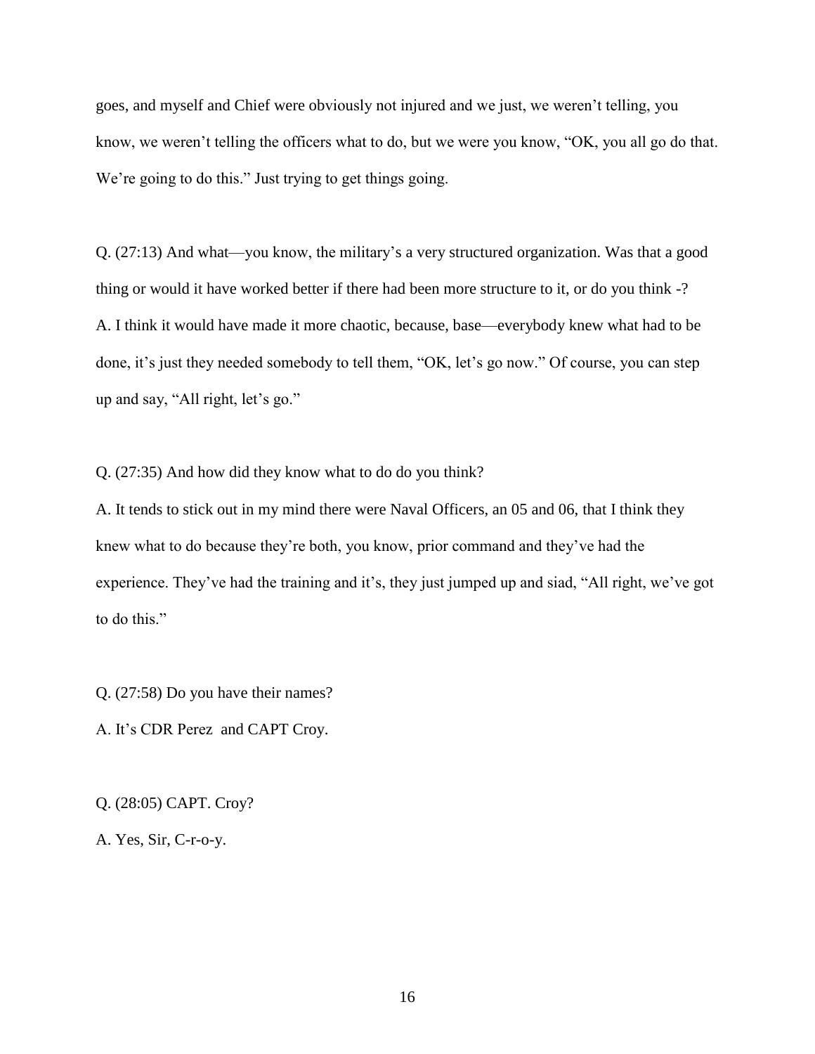goes, and myself and Chief were obviously not injured and we just, we weren't telling, you know, we weren't telling the officers what to do, but we were you know, "OK, you all go do that. We're going to do this." Just trying to get things going.

Q. (27:13) And what—you know, the military's a very structured organization. Was that a good thing or would it have worked better if there had been more structure to it, or do you think -?

A. I think it would have made it more chaotic, because, base—everybody knew what had to be done, it's just they needed somebody to tell them, "OK, let's go now." Of course, you can step up and say, "All right, let's go."

Q. (27:35) And how did they know what to do do you think?

A. It tends to stick out in my mind there were Naval Officers, an 05 and 06, that I think they knew what to do because they're both, you know, prior command and they've had the experience. They've had the training and it's, they just jumped up and siad, "All right, we've got to do this."

Q. (27:58) Do you have their names?

A. It's CDR Perez  and CAPT Croy.

Q. (28:05) CAPT. Croy?

A. Yes, Sir, C-r-o-y.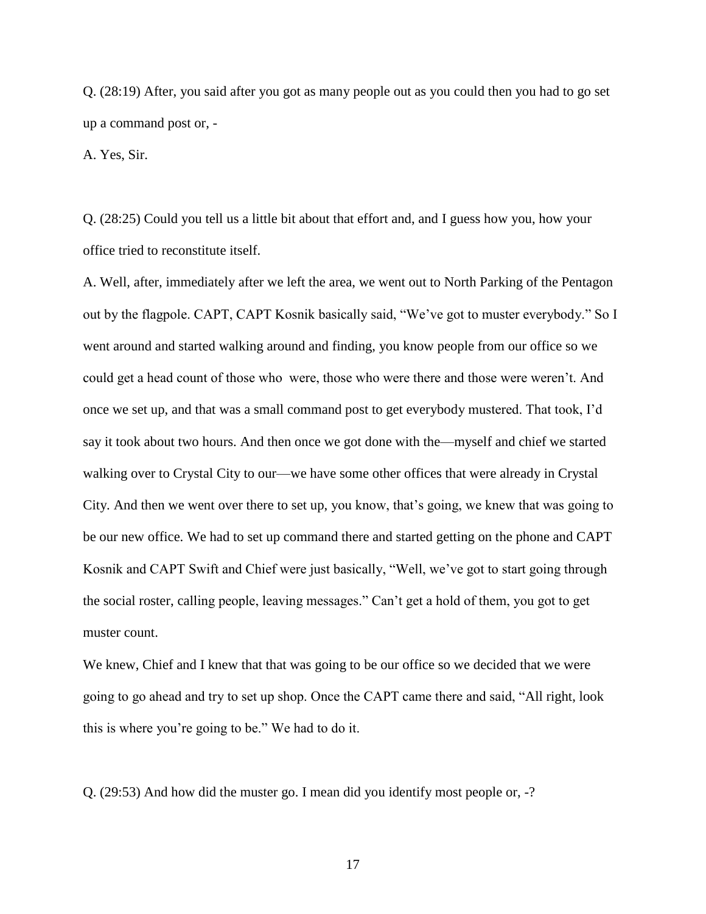Q. (28:19) After, you said after you got as many people out as you could then you had to go set up a command post or, -

A. Yes, Sir.

Q. (28:25) Could you tell us a little bit about that effort and, and I guess how you, how your office tried to reconstitute itself.

A. Well, after, immediately after we left the area, we went out to North Parking of the Pentagon out by the flagpole. CAPT, CAPT Kosnik basically said, "We've got to muster everybody." So I went around and started walking around and finding, you know people from our office so we could get a head count of those who were, those who were there and those were weren't. And once we set up, and that was a small command post to get everybody mustered. That took, I'd say it took about two hours. And then once we got done with the—myself and chief we started walking over to Crystal City to our—we have some other offices that were already in Crystal City. And then we went over there to set up, you know, that's going, we knew that was going to be our new office. We had to set up command there and started getting on the phone and CAPT Kosnik and CAPT Swift and Chief were just basically, "Well, we've got to start going through the social roster, calling people, leaving messages." Can't get a hold of them, you got to get muster count.

We knew, Chief and I knew that that was going to be our office so we decided that we were going to go ahead and try to set up shop. Once the CAPT came there and said, "All right, look this is where you're going to be." We had to do it.

Q. (29:53) And how did the muster go. I mean did you identify most people or, -?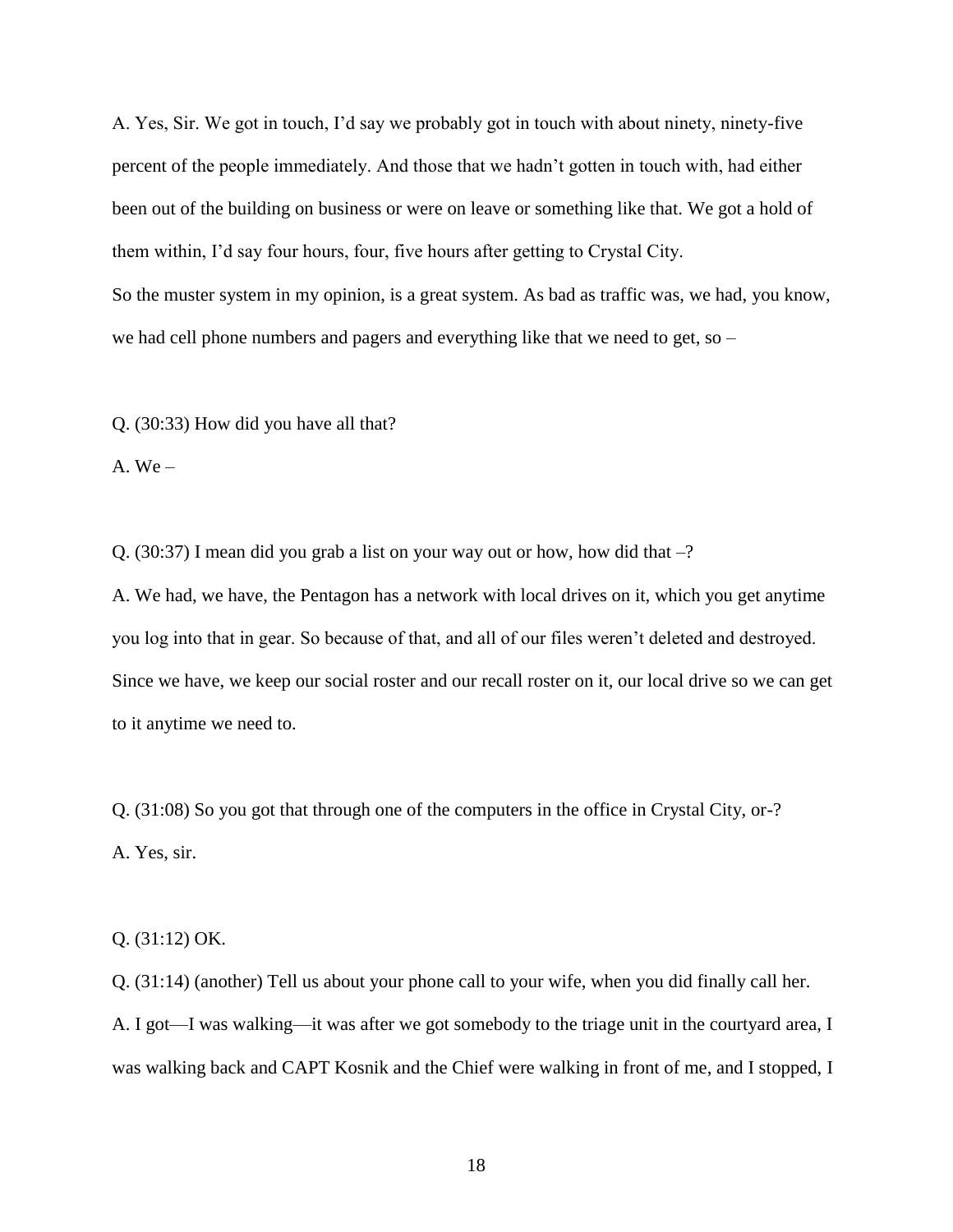A. Yes, Sir. We got in touch, I'd say we probably got in touch with about ninety, ninety-five percent of the people immediately. And those that we hadn't gotten in touch with, had either been out of the building on business or were on leave or something like that. We got a hold of them within, I'd say four hours, four, five hours after getting to Crystal City.

So the muster system in my opinion, is a great system. As bad as traffic was, we had, you know, we had cell phone numbers and pagers and everything like that we need to get, so –

Q. (30:33) How did you have all that?

A. We –

Q. (30:37) I mean did you grab a list on your way out or how, how did that –?

A. We had, we have, the Pentagon has a network with local drives on it, which you get anytime you log into that in gear. So because of that, and all of our files weren't deleted and destroyed. Since we have, we keep our social roster and our recall roster on it, our local drive so we can get to it anytime we need to.

Q. (31:08) So you got that through one of the computers in the office in Crystal City, or-?

A. Yes, sir.

Q. (31:12) OK.

Q. (31:14) (another) Tell us about your phone call to your wife, when you did finally call her.

A. I got—I was walking—it was after we got somebody to the triage unit in the courtyard area, I was walking back and CAPT Kosnik and the Chief were walking in front of me, and I stopped, I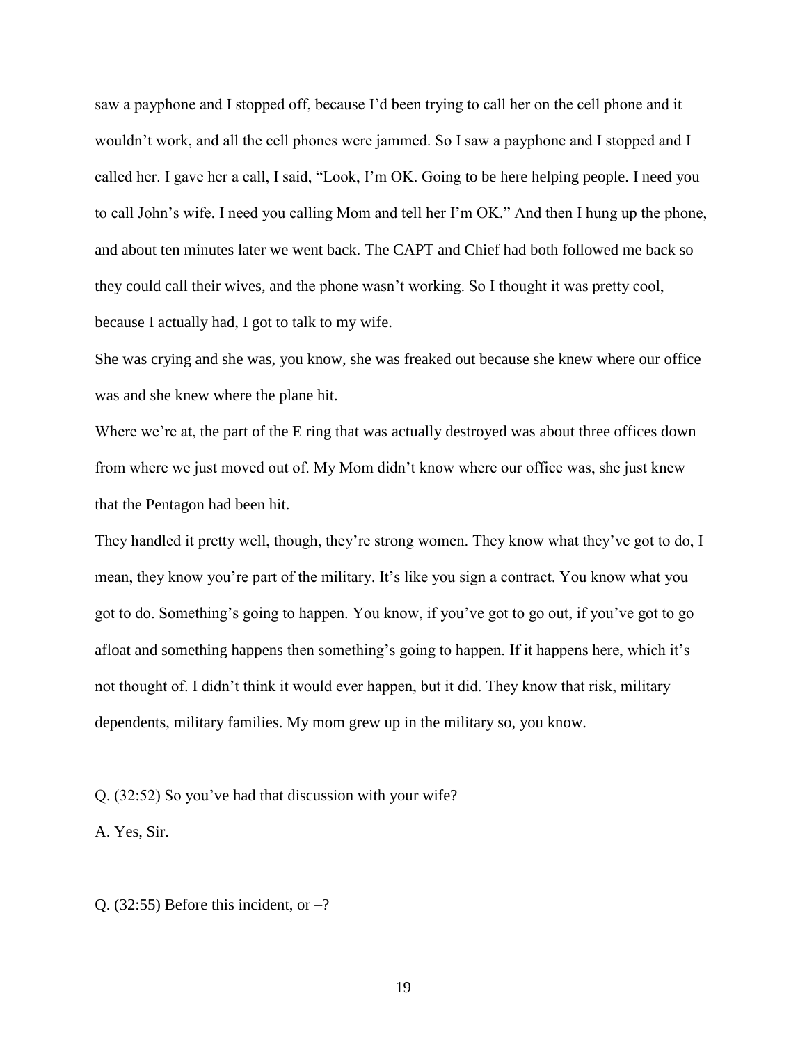saw a payphone and I stopped off, because I'd been trying to call her on the cell phone and it wouldn't work, and all the cell phones were jammed. So I saw a payphone and I stopped and I called her. I gave her a call, I said, "Look, I'm OK. Going to be here helping people. I need you to call John's wife. I need you calling Mom and tell her I'm OK." And then I hung up the phone, and about ten minutes later we went back. The CAPT and Chief had both followed me back so they could call their wives, and the phone wasn't working. So I thought it was pretty cool, because I actually had, I got to talk to my wife.

She was crying and she was, you know, she was freaked out because she knew where our office was and she knew where the plane hit.

Where we're at, the part of the E ring that was actually destroyed was about three offices down from where we just moved out of. My Mom didn't know where our office was, she just knew that the Pentagon had been hit.

They handled it pretty well, though, they're strong women. They know what they've got to do, I mean, they know you're part of the military. It's like you sign a contract. You know what you got to do. Something's going to happen. You know, if you've got to go out, if you've got to go afloat and something happens then something's going to happen. If it happens here, which it's not thought of. I didn't think it would ever happen, but it did. They know that risk, military dependents, military families. My mom grew up in the military so, you know.

Q. (32:52) So you've had that discussion with your wife?

A. Yes, Sir.

Q. (32:55) Before this incident, or –?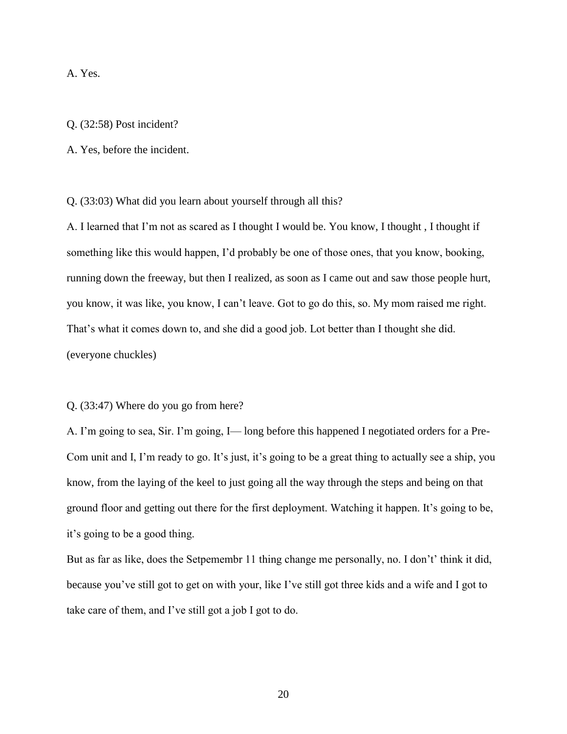A. Yes.

Q. (32:58) Post incident?

A. Yes, before the incident.

Q. (33:03) What did you learn about yourself through all this?

A. I learned that I'm not as scared as I thought I would be. You know, I thought , I thought if something like this would happen, I'd probably be one of those ones, that you know, booking, running down the freeway, but then I realized, as soon as I came out and saw those people hurt, you know, it was like, you know, I can't leave. Got to go do this, so. My mom raised me right. That's what it comes down to, and she did a good job. Lot better than I thought she did. (everyone chuckles)

Q. (33:47) Where do you go from here?

A. I'm going to sea, Sir. I'm going, I— long before this happened I negotiated orders for a Pre-Com unit and I, I'm ready to go. It's just, it's going to be a great thing to actually see a ship, you know, from the laying of the keel to just going all the way through the steps and being on that ground floor and getting out there for the first deployment. Watching it happen. It's going to be, it's going to be a good thing.

But as far as like, does the Setpemembr 11 thing change me personally, no. I don't' think it did, because you've still got to get on with your, like I've still got three kids and a wife and I got to take care of them, and I've still got a job I got to do.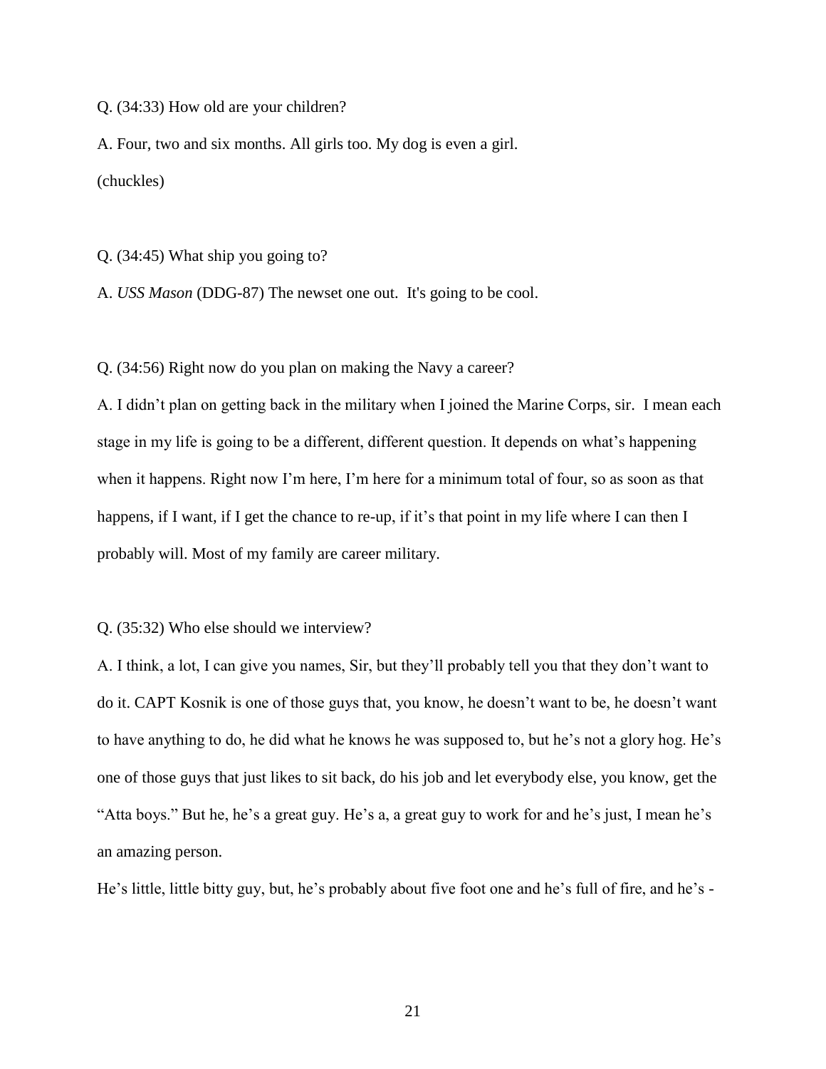Q. (34:33) How old are your children?

A. Four, two and six months. All girls too. My dog is even a girl.

(chuckles)

Q. (34:45) What ship you going to?

A. *USS Mason* (DDG-87) The newset one out. It's going to be cool.

Q. (34:56) Right now do you plan on making the Navy a career?

A. I didn't plan on getting back in the military when I joined the Marine Corps, sir. I mean each stage in my life is going to be a different, different question. It depends on what's happening when it happens. Right now I'm here, I'm here for a minimum total of four, so as soon as that happens, if I want, if I get the chance to re-up, if it's that point in my life where I can then I probably will. Most of my family are career military.

Q. (35:32) Who else should we interview?

A. I think, a lot, I can give you names, Sir, but they'll probably tell you that they don't want to do it. CAPT Kosnik is one of those guys that, you know, he doesn't want to be, he doesn't want to have anything to do, he did what he knows he was supposed to, but he's not a glory hog. He's one of those guys that just likes to sit back, do his job and let everybody else, you know, get the "Atta boys." But he, he's a great guy. He's a, a great guy to work for and he's just, I mean he's an amazing person.

He's little, little bitty guy, but, he's probably about five foot one and he's full of fire, and he's -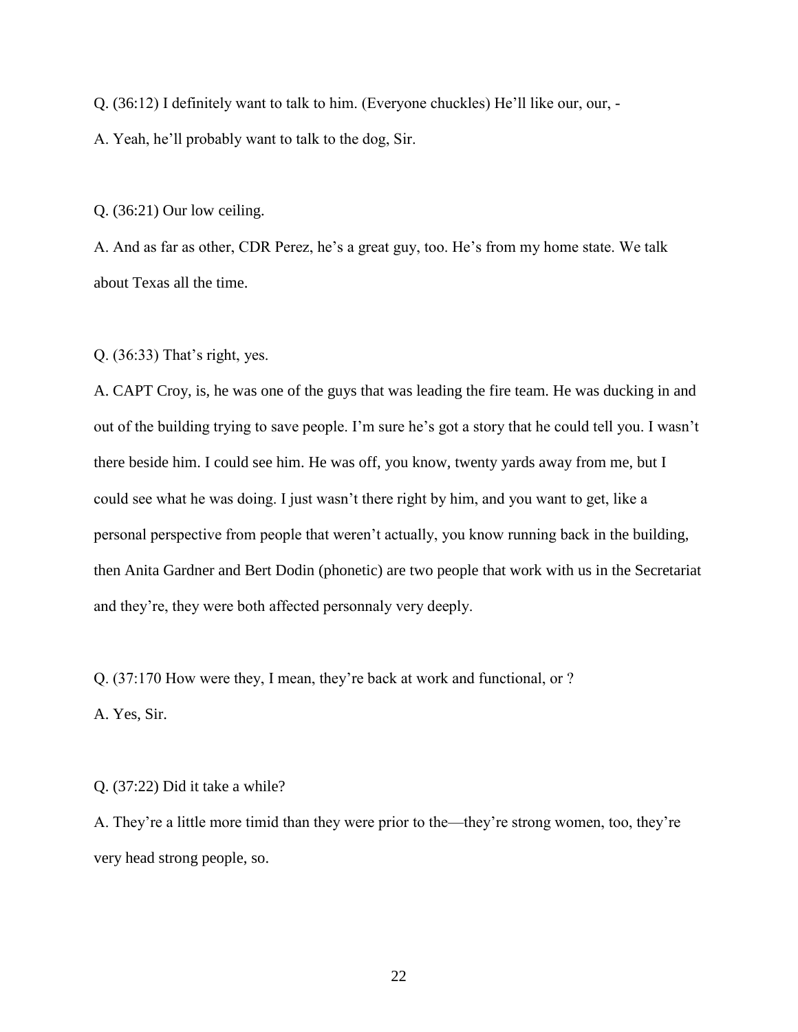Q. (36:12) I definitely want to talk to him. (Everyone chuckles) He'll like our, our, -

A. Yeah, he'll probably want to talk to the dog, Sir.

Q. (36:21) Our low ceiling.

A. And as far as other, CDR Perez, he's a great guy, too. He's from my home state. We talk about Texas all the time.

Q. (36:33) That's right, yes.

A. CAPT Croy, is, he was one of the guys that was leading the fire team. He was ducking in and out of the building trying to save people. I'm sure he's got a story that he could tell you. I wasn't there beside him. I could see him. He was off, you know, twenty yards away from me, but I could see what he was doing. I just wasn't there right by him, and you want to get, like a personal perspective from people that weren't actually, you know running back in the building, then Anita Gardner and Bert Dodin (phonetic) are two people that work with us in the Secretariat and they're, they were both affected personnaly very deeply.

Q. (37:170 How were they, I mean, they're back at work and functional, or ?

A. Yes, Sir.

Q. (37:22) Did it take a while?

A. They're a little more timid than they were prior to the—they're strong women, too, they're very head strong people, so.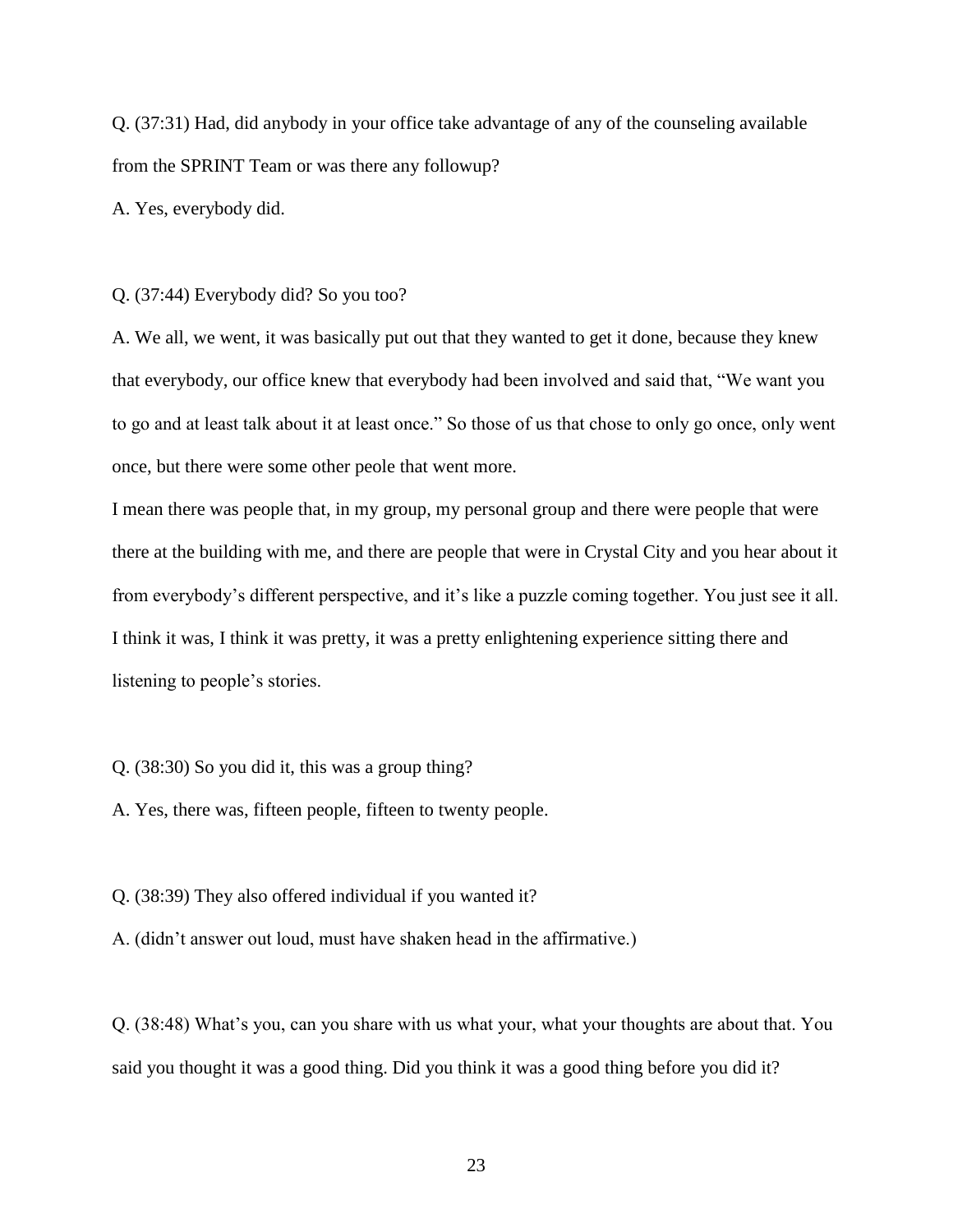Q. (37:31) Had, did anybody in your office take advantage of any of the counseling available from the SPRINT Team or was there any followup?

A. Yes, everybody did.

Q. (37:44) Everybody did? So you too?

A. We all, we went, it was basically put out that they wanted to get it done, because they knew that everybody, our office knew that everybody had been involved and said that, "We want you to go and at least talk about it at least once." So those of us that chose to only go once, only went once, but there were some other peole that went more.

I mean there was people that, in my group, my personal group and there were people that were there at the building with me, and there are people that were in Crystal City and you hear about it from everybody's different perspective, and it's like a puzzle coming together. You just see it all. I think it was, I think it was pretty, it was a pretty enlightening experience sitting there and listening to people's stories.

Q. (38:30) So you did it, this was a group thing?

A. Yes, there was, fifteen people, fifteen to twenty people.

Q. (38:39) They also offered individual if you wanted it?

A. (didn't answer out loud, must have shaken head in the affirmative.)

Q. (38:48) What's you, can you share with us what your, what your thoughts are about that. You said you thought it was a good thing. Did you think it was a good thing before you did it?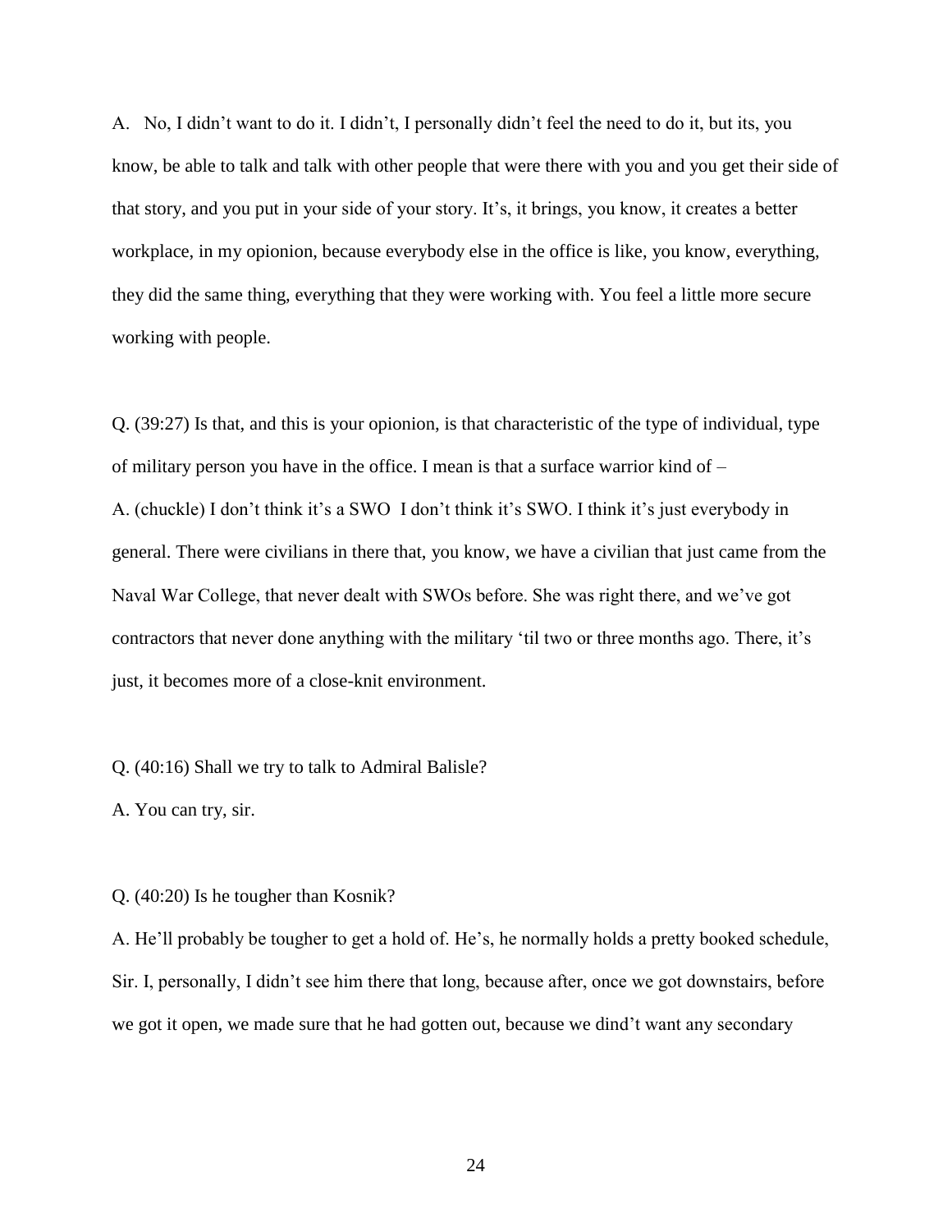A. No, I didn't want to do it. I didn't, I personally didn't feel the need to do it, but its, you know, be able to talk and talk with other people that were there with you and you get their side of that story, and you put in your side of your story. It's, it brings, you know, it creates a better workplace, in my opionion, because everybody else in the office is like, you know, everything, they did the same thing, everything that they were working with. You feel a little more secure working with people.

Q. (39:27) Is that, and this is your opionion, is that characteristic of the type of individual, type of military person you have in the office. I mean is that a surface warrior kind of –

A. (chuckle) I don't think it's a SWO I don't think it's SWO. I think it's just everybody in general. There were civilians in there that, you know, we have a civilian that just came from the Naval War College, that never dealt with SWOs before. She was right there, and we've got contractors that never done anything with the military 'til two or three months ago. There, it's just, it becomes more of a close-knit environment.

Q. (40:16) Shall we try to talk to Admiral Balisle?

A. You can try, sir.

Q. (40:20) Is he tougher than Kosnik?

A. He'll probably be tougher to get a hold of. He's, he normally holds a pretty booked schedule, Sir. I, personally, I didn't see him there that long, because after, once we got downstairs, before we got it open, we made sure that he had gotten out, because we dind't want any secondary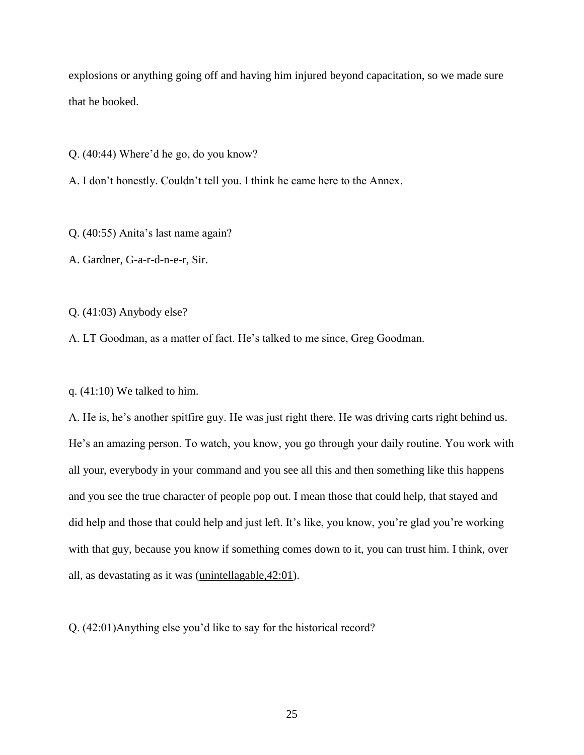explosions or anything going off and having him injured beyond capacitation, so we made sure that he booked.

Q. (40:44) Where'd he go, do you know?

A. I don't honestly. Couldn't tell you. I think he came here to the Annex.

Q. (40:55) Anita's last name again?

A. Gardner, G-a-r-d-n-e-r, Sir.

Q. (41:03) Anybody else?

A. LT Goodman, as a matter of fact. He's talked to me since, Greg Goodman.

q. (41:10) We talked to him.

A. He is, he's another spitfire guy. He was just right there. He was driving carts right behind us. He's an amazing person. To watch, you know, you go through your daily routine. You work with all your, everybody in your command and you see all this and then something like this happens and you see the true character of people pop out. I mean those that could help, that stayed and did help and those that could help and just left. It's like, you know, you're glad you're working with that guy, because you know if something comes down to it, you can trust him. I think, over all, as devastating as it was (unintellagable,42:01).

Q. (42:01)Anything else you'd like to say for the historical record?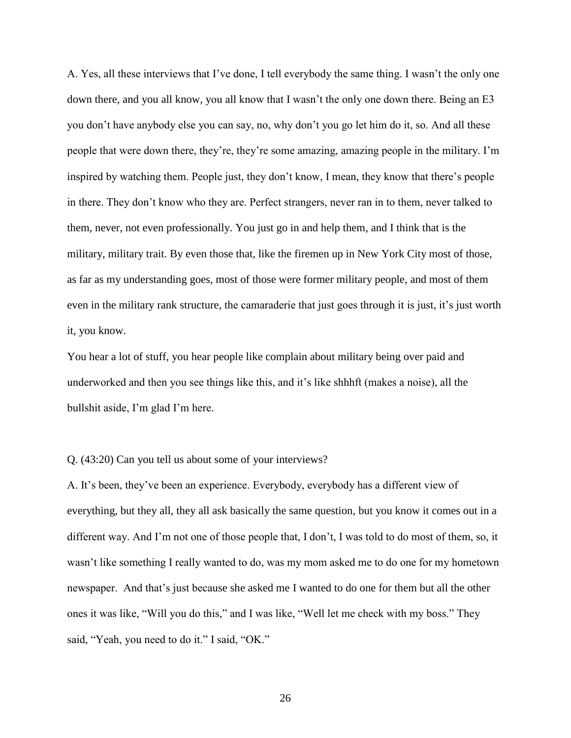A. Yes, all these interviews that I've done, I tell everybody the same thing. I wasn't the only one down there, and you all know, you all know that I wasn't the only one down there. Being an E3 you don't have anybody else you can say, no, why don't you go let him do it, so. And all these people that were down there, they're, they're some amazing, amazing people in the military. I'm inspired by watching them. People just, they don't know, I mean, they know that there's people in there. They don't know who they are. Perfect strangers, never ran in to them, never talked to them, never, not even professionally. You just go in and help them, and I think that is the military, military trait. By even those that, like the firemen up in New York City most of those, as far as my understanding goes, most of those were former military people, and most of them even in the military rank structure, the camaraderie that just goes through it is just, it's just worth it, you know.

You hear a lot of stuff, you hear people like complain about military being over paid and underworked and then you see things like this, and it's like shhhft (makes a noise), all the bullshit aside, I'm glad I'm here.

Q. (43:20) Can you tell us about some of your interviews?

A. It's been, they've been an experience. Everybody, everybody has a different view of everything, but they all, they all ask basically the same question, but you know it comes out in a different way. And I'm not one of those people that, I don't, I was told to do most of them, so, it wasn't like something I really wanted to do, was my mom asked me to do one for my hometown newspaper. And that's just because she asked me I wanted to do one for them but all the other ones it was like, "Will you do this," and I was like, "Well let me check with my boss." They said, "Yeah, you need to do it." I said, "OK."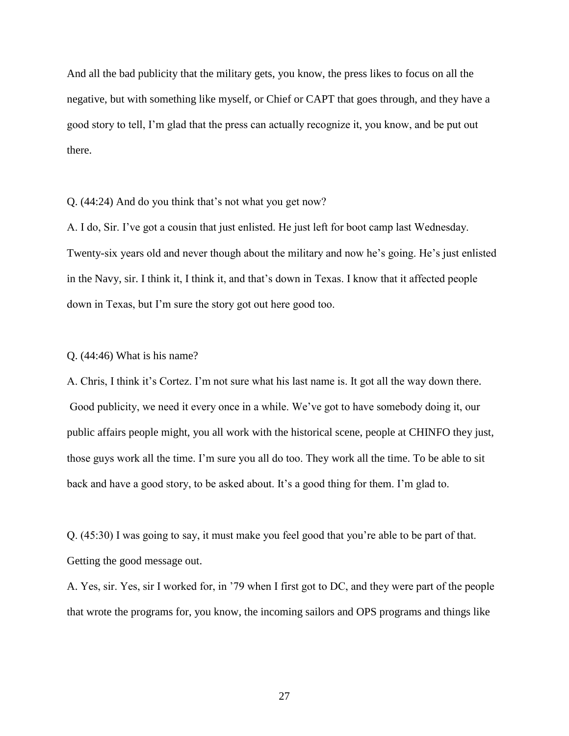And all the bad publicity that the military gets, you know, the press likes to focus on all the negative, but with something like myself, or Chief or CAPT that goes through, and they have a good story to tell, I'm glad that the press can actually recognize it, you know, and be put out there.

Q. (44:24) And do you think that's not what you get now?

A. I do, Sir. I've got a cousin that just enlisted. He just left for boot camp last Wednesday. Twenty-six years old and never though about the military and now he's going. He's just enlisted in the Navy, sir. I think it, I think it, and that's down in Texas. I know that it affected people down in Texas, but I'm sure the story got out here good too.

Q. (44:46) What is his name?

A. Chris, I think it's Cortez. I'm not sure what his last name is. It got all the way down there. Good publicity, we need it every once in a while. We've got to have somebody doing it, our public affairs people might, you all work with the historical scene, people at CHINFO they just, those guys work all the time. I'm sure you all do too. They work all the time. To be able to sit back and have a good story, to be asked about. It's a good thing for them. I'm glad to.

Q. (45:30) I was going to say, it must make you feel good that you're able to be part of that. Getting the good message out.

A. Yes, sir. Yes, sir I worked for, in '79 when I first got to DC, and they were part of the people that wrote the programs for, you know, the incoming sailors and OPS programs and things like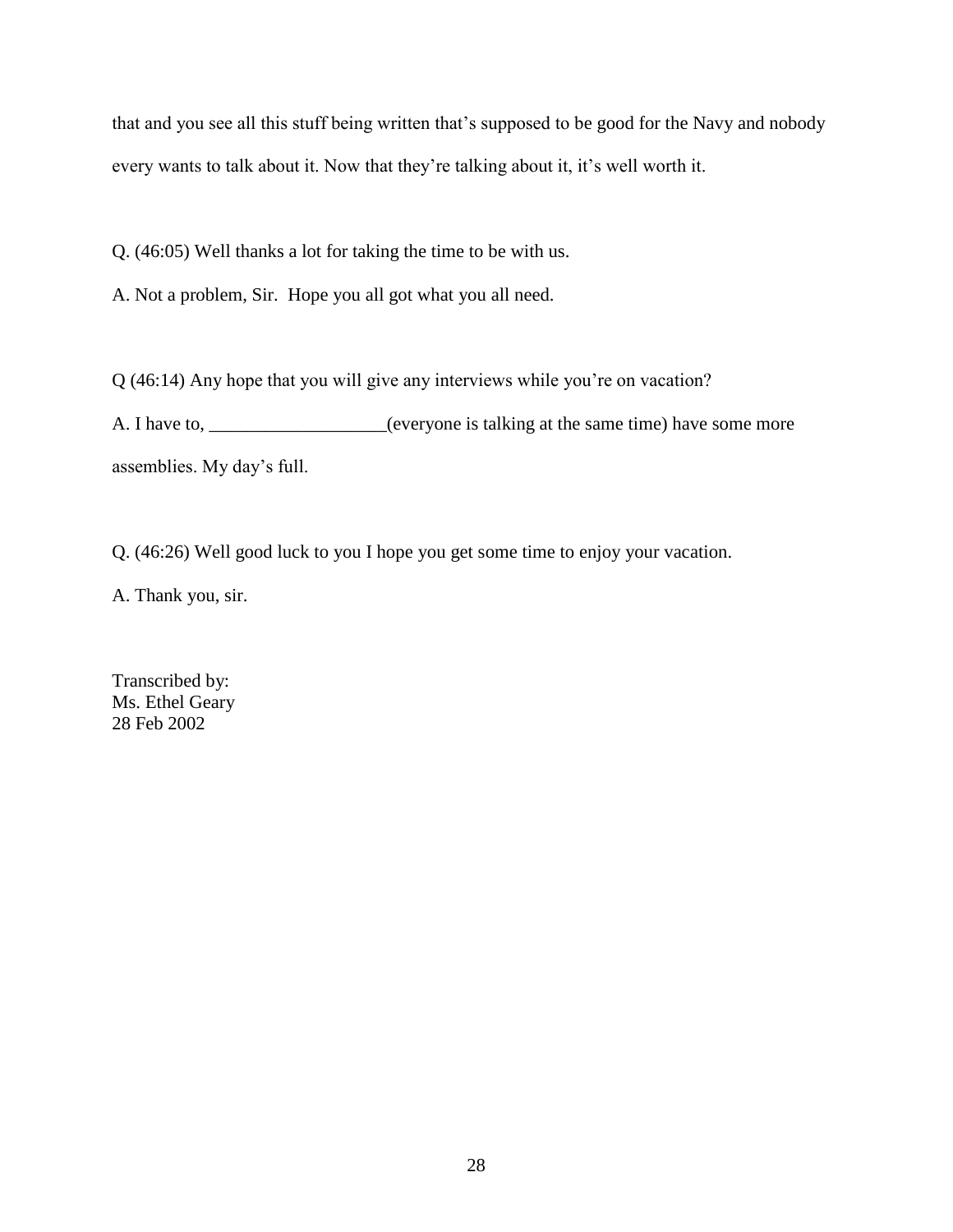that and you see all this stuff being written that's supposed to be good for the Navy and nobody every wants to talk about it. Now that they're talking about it, it's well worth it.

Q. (46:05) Well thanks a lot for taking the time to be with us.

A. Not a problem, Sir. Hope you all got what you all need.

Q (46:14) Any hope that you will give any interviews while you're on vacation?

A. I have to, ___________________(everyone is talking at the same time) have some more assemblies. My day's full.

Q. (46:26) Well good luck to you I hope you get some time to enjoy your vacation.

A. Thank you, sir.

Transcribed by:
Ms. Ethel Geary
28 Feb 2002